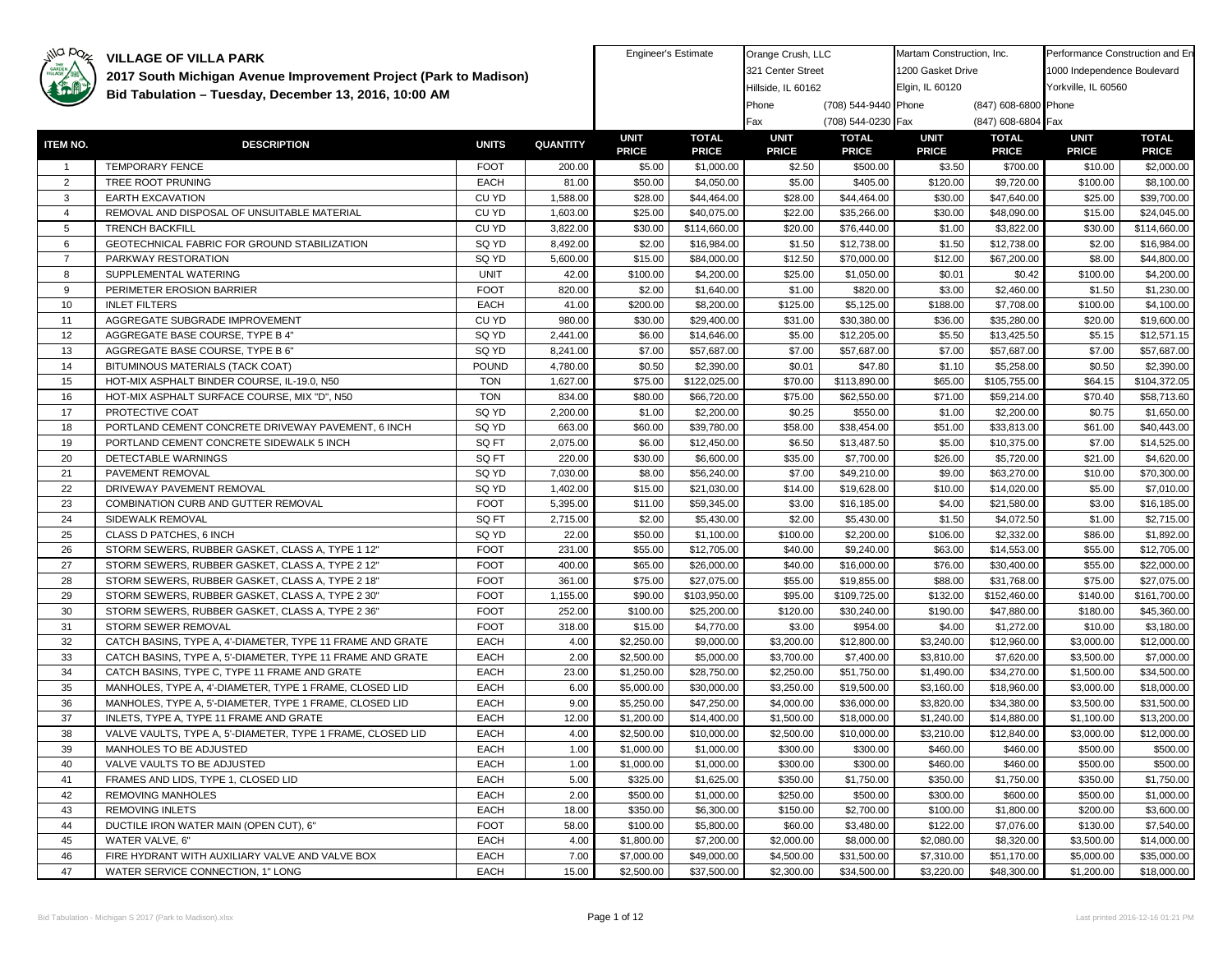# VILLAGE OF VILLA PARK

## 2017 South Michigan Avenue Improvement Project (Park to Madison)

## Bid Tabulation – Tuesday, December 13, 2016, 10:00 AM

| | | | | Engineer's Estimate | | Orange Crush, LLC 321 Center Street Hillside, IL 60162 Phone (708) 544-9440 Fax (708) 544-0230 | | Martam Construction, Inc. 1200 Gasket Drive Elgin, IL 60120 Phone (847) 608-6800 Fax (847) 608-6804 | | Performance Construction and En 1000 Independence Boulevard Yorkville, IL 60560 Phone Fax | |
|---|---|---|---|---|---|---|---|---|---|---|---|
| **ITEM NO.** | **DESCRIPTION** | **UNITS** | **QUANTITY** | **UNIT PRICE** | **TOTAL PRICE** | **UNIT PRICE** | **TOTAL PRICE** | **UNIT PRICE** | **TOTAL PRICE** | **UNIT PRICE** | **TOTAL PRICE** |
| 1 | TEMPORARY FENCE | FOOT | 200.00 | $5.00 | $1,000.00 | $2.50 | $500.00 | $3.50 | $700.00 | $10.00 | $2,000.00 |
| 2 | TREE ROOT PRUNING | EACH | 81.00 | $50.00 | $4,050.00 | $5.00 | $405.00 | $120.00 | $9,720.00 | $100.00 | $8,100.00 |
| 3 | EARTH EXCAVATION | CU YD | 1,588.00 | $28.00 | $44,464.00 | $28.00 | $44,464.00 | $30.00 | $47,640.00 | $25.00 | $39,700.00 |
| 4 | REMOVAL AND DISPOSAL OF UNSUITABLE MATERIAL | CU YD | 1,603.00 | $25.00 | $40,075.00 | $22.00 | $35,266.00 | $30.00 | $48,090.00 | $15.00 | $24,045.00 |
| 5 | TRENCH BACKFILL | CU YD | 3,822.00 | $30.00 | $114,660.00 | $20.00 | $76,440.00 | $1.00 | $3,822.00 | $30.00 | $114,660.00 |
| 6 | GEOTECHNICAL FABRIC FOR GROUND STABILIZATION | SQ YD | 8,492.00 | $2.00 | $16,984.00 | $1.50 | $12,738.00 | $1.50 | $12,738.00 | $2.00 | $16,984.00 |
| 7 | PARKWAY RESTORATION | SQ YD | 5,600.00 | $15.00 | $84,000.00 | $12.50 | $70,000.00 | $12.00 | $67,200.00 | $8.00 | $44,800.00 |
| 8 | SUPPLEMENTAL WATERING | UNIT | 42.00 | $100.00 | $4,200.00 | $25.00 | $1,050.00 | $0.01 | $0.42 | $100.00 | $4,200.00 |
| 9 | PERIMETER EROSION BARRIER | FOOT | 820.00 | $2.00 | $1,640.00 | $1.00 | $820.00 | $3.00 | $2,460.00 | $1.50 | $1,230.00 |
| 10 | INLET FILTERS | EACH | 41.00 | $200.00 | $8,200.00 | $125.00 | $5,125.00 | $188.00 | $7,708.00 | $100.00 | $4,100.00 |
| 11 | AGGREGATE SUBGRADE IMPROVEMENT | CU YD | 980.00 | $30.00 | $29,400.00 | $31.00 | $30,380.00 | $36.00 | $35,280.00 | $20.00 | $19,600.00 |
| 12 | AGGREGATE BASE COURSE, TYPE B 4" | SQ YD | 2,441.00 | $6.00 | $14,646.00 | $5.00 | $12,205.00 | $5.50 | $13,425.50 | $5.15 | $12,571.15 |
| 13 | AGGREGATE BASE COURSE, TYPE B 6" | SQ YD | 8,241.00 | $7.00 | $57,687.00 | $7.00 | $57,687.00 | $7.00 | $57,687.00 | $7.00 | $57,687.00 |
| 14 | BITUMINOUS MATERIALS (TACK COAT) | POUND | 4,780.00 | $0.50 | $2,390.00 | $0.01 | $47.80 | $1.10 | $5,258.00 | $0.50 | $2,390.00 |
| 15 | HOT-MIX ASPHALT BINDER COURSE, IL-19.0, N50 | TON | 1,627.00 | $75.00 | $122,025.00 | $70.00 | $113,890.00 | $65.00 | $105,755.00 | $64.15 | $104,372.05 |
| 16 | HOT-MIX ASPHALT SURFACE COURSE, MIX "D", N50 | TON | 834.00 | $80.00 | $66,720.00 | $75.00 | $62,550.00 | $71.00 | $59,214.00 | $70.40 | $58,713.60 |
| 17 | PROTECTIVE COAT | SQ YD | 2,200.00 | $1.00 | $2,200.00 | $0.25 | $550.00 | $1.00 | $2,200.00 | $0.75 | $1,650.00 |
| 18 | PORTLAND CEMENT CONCRETE DRIVEWAY PAVEMENT, 6 INCH | SQ YD | 663.00 | $60.00 | $39,780.00 | $58.00 | $38,454.00 | $51.00 | $33,813.00 | $61.00 | $40,443.00 |
| 19 | PORTLAND CEMENT CONCRETE SIDEWALK 5 INCH | SQ FT | 2,075.00 | $6.00 | $12,450.00 | $6.50 | $13,487.50 | $5.00 | $10,375.00 | $7.00 | $14,525.00 |
| 20 | DETECTABLE WARNINGS | SQ FT | 220.00 | $30.00 | $6,600.00 | $35.00 | $7,700.00 | $26.00 | $5,720.00 | $21.00 | $4,620.00 |
| 21 | PAVEMENT REMOVAL | SQ YD | 7,030.00 | $8.00 | $56,240.00 | $7.00 | $49,210.00 | $9.00 | $63,270.00 | $10.00 | $70,300.00 |
| 22 | DRIVEWAY PAVEMENT REMOVAL | SQ YD | 1,402.00 | $15.00 | $21,030.00 | $14.00 | $19,628.00 | $10.00 | $14,020.00 | $5.00 | $7,010.00 |
| 23 | COMBINATION CURB AND GUTTER REMOVAL | FOOT | 5,395.00 | $11.00 | $59,345.00 | $3.00 | $16,185.00 | $4.00 | $21,580.00 | $3.00 | $16,185.00 |
| 24 | SIDEWALK REMOVAL | SQ FT | 2,715.00 | $2.00 | $5,430.00 | $2.00 | $5,430.00 | $1.50 | $4,072.50 | $1.00 | $2,715.00 |
| 25 | CLASS D PATCHES, 6 INCH | SQ YD | 22.00 | $50.00 | $1,100.00 | $100.00 | $2,200.00 | $106.00 | $2,332.00 | $86.00 | $1,892.00 |
| 26 | STORM SEWERS, RUBBER GASKET, CLASS A, TYPE 1 12" | FOOT | 231.00 | $55.00 | $12,705.00 | $40.00 | $9,240.00 | $63.00 | $14,553.00 | $55.00 | $12,705.00 |
| 27 | STORM SEWERS, RUBBER GASKET, CLASS A, TYPE 2 12" | FOOT | 400.00 | $65.00 | $26,000.00 | $40.00 | $16,000.00 | $76.00 | $30,400.00 | $55.00 | $22,000.00 |
| 28 | STORM SEWERS, RUBBER GASKET, CLASS A, TYPE 2 18" | FOOT | 361.00 | $75.00 | $27,075.00 | $55.00 | $19,855.00 | $88.00 | $31,768.00 | $75.00 | $27,075.00 |
| 29 | STORM SEWERS, RUBBER GASKET, CLASS A, TYPE 2 30" | FOOT | 1,155.00 | $90.00 | $103,950.00 | $95.00 | $109,725.00 | $132.00 | $152,460.00 | $140.00 | $161,700.00 |
| 30 | STORM SEWERS, RUBBER GASKET, CLASS A, TYPE 2 36" | FOOT | 252.00 | $100.00 | $25,200.00 | $120.00 | $30,240.00 | $190.00 | $47,880.00 | $180.00 | $45,360.00 |
| 31 | STORM SEWER REMOVAL | FOOT | 318.00 | $15.00 | $4,770.00 | $3.00 | $954.00 | $4.00 | $1,272.00 | $10.00 | $3,180.00 |
| 32 | CATCH BASINS, TYPE A, 4'-DIAMETER, TYPE 11 FRAME AND GRATE | EACH | 4.00 | $2,250.00 | $9,000.00 | $3,200.00 | $12,800.00 | $3,240.00 | $12,960.00 | $3,000.00 | $12,000.00 |
| 33 | CATCH BASINS, TYPE A, 5'-DIAMETER, TYPE 11 FRAME AND GRATE | EACH | 2.00 | $2,500.00 | $5,000.00 | $3,700.00 | $7,400.00 | $3,810.00 | $7,620.00 | $3,500.00 | $7,000.00 |
| 34 | CATCH BASINS, TYPE C, TYPE 11 FRAME AND GRATE | EACH | 23.00 | $1,250.00 | $28,750.00 | $2,250.00 | $51,750.00 | $1,490.00 | $34,270.00 | $1,500.00 | $34,500.00 |
| 35 | MANHOLES, TYPE A, 4'-DIAMETER, TYPE 1 FRAME, CLOSED LID | EACH | 6.00 | $5,000.00 | $30,000.00 | $3,250.00 | $19,500.00 | $3,160.00 | $18,960.00 | $3,000.00 | $18,000.00 |
| 36 | MANHOLES, TYPE A, 5'-DIAMETER, TYPE 1 FRAME, CLOSED LID | EACH | 9.00 | $5,250.00 | $47,250.00 | $4,000.00 | $36,000.00 | $3,820.00 | $34,380.00 | $3,500.00 | $31,500.00 |
| 37 | INLETS, TYPE A, TYPE 11 FRAME AND GRATE | EACH | 12.00 | $1,200.00 | $14,400.00 | $1,500.00 | $18,000.00 | $1,240.00 | $14,880.00 | $1,100.00 | $13,200.00 |
| 38 | VALVE VAULTS, TYPE A, 5'-DIAMETER, TYPE 1 FRAME, CLOSED LID | EACH | 4.00 | $2,500.00 | $10,000.00 | $2,500.00 | $10,000.00 | $3,210.00 | $12,840.00 | $3,000.00 | $12,000.00 |
| 39 | MANHOLES TO BE ADJUSTED | EACH | 1.00 | $1,000.00 | $1,000.00 | $300.00 | $300.00 | $460.00 | $460.00 | $500.00 | $500.00 |
| 40 | VALVE VAULTS TO BE ADJUSTED | EACH | 1.00 | $1,000.00 | $1,000.00 | $300.00 | $300.00 | $460.00 | $460.00 | $500.00 | $500.00 |
| 41 | FRAMES AND LIDS, TYPE 1, CLOSED LID | EACH | 5.00 | $325.00 | $1,625.00 | $350.00 | $1,750.00 | $350.00 | $1,750.00 | $350.00 | $1,750.00 |
| 42 | REMOVING MANHOLES | EACH | 2.00 | $500.00 | $1,000.00 | $250.00 | $500.00 | $300.00 | $600.00 | $500.00 | $1,000.00 |
| 43 | REMOVING INLETS | EACH | 18.00 | $350.00 | $6,300.00 | $150.00 | $2,700.00 | $100.00 | $1,800.00 | $200.00 | $3,600.00 |
| 44 | DUCTILE IRON WATER MAIN (OPEN CUT), 6" | FOOT | 58.00 | $100.00 | $5,800.00 | $60.00 | $3,480.00 | $122.00 | $7,076.00 | $130.00 | $7,540.00 |
| 45 | WATER VALVE, 6" | EACH | 4.00 | $1,800.00 | $7,200.00 | $2,000.00 | $8,000.00 | $2,080.00 | $8,320.00 | $3,500.00 | $14,000.00 |
| 46 | FIRE HYDRANT WITH AUXILIARY VALVE AND VALVE BOX | EACH | 7.00 | $7,000.00 | $49,000.00 | $4,500.00 | $31,500.00 | $7,310.00 | $51,170.00 | $5,000.00 | $35,000.00 |
| 47 | WATER SERVICE CONNECTION, 1" LONG | EACH | 15.00 | $2,500.00 | $37,500.00 | $2,300.00 | $34,500.00 | $3,220.00 | $48,300.00 | $1,200.00 | $18,000.00 |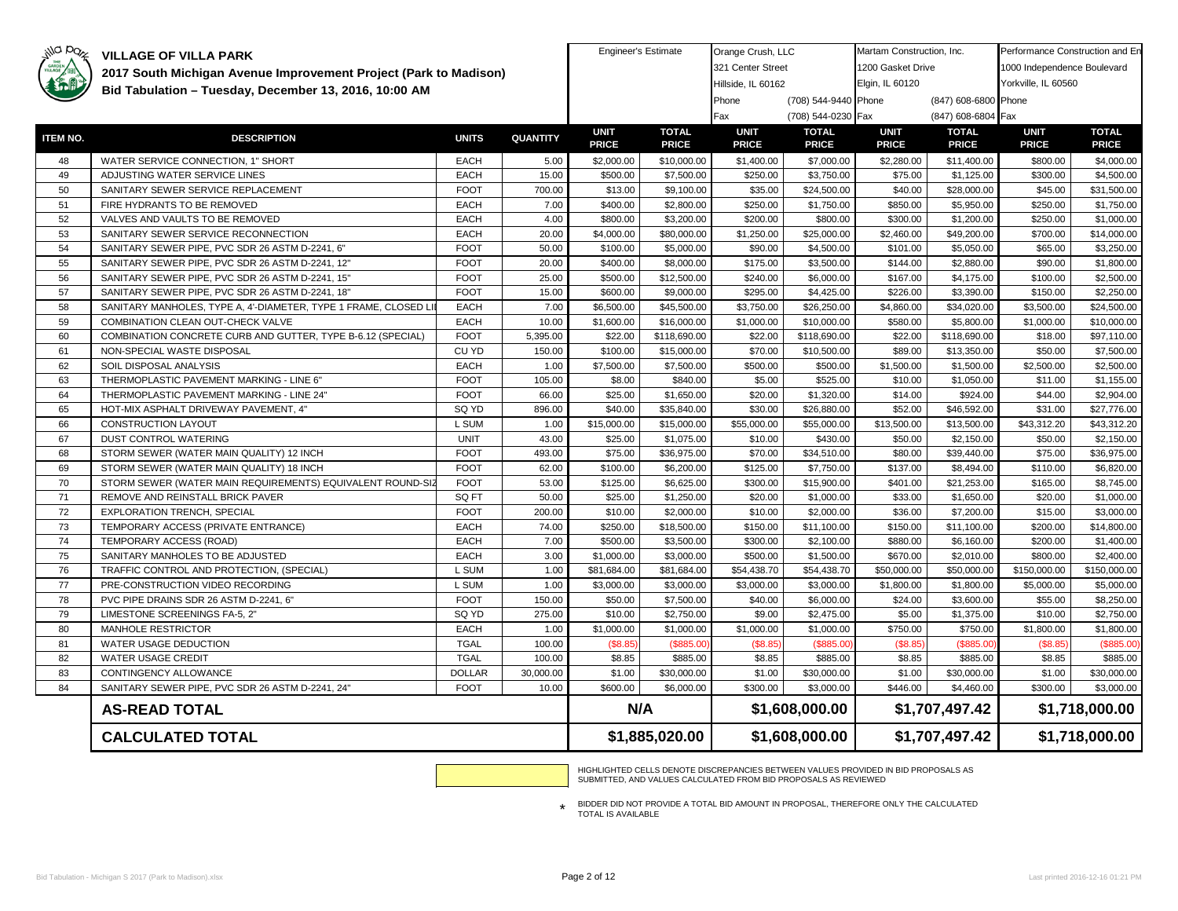# VILLAGE OF VILLA PARK

## 2017 South Michigan Avenue Improvement Project (Park to Madison)

## Bid Tabulation – Tuesday, December 13, 2016, 10:00 AM

| | | | | Engineer's Estimate | | Orange Crush, LLC | | Martam Construction, Inc. | | Performance Construction and En | |
|---|---|---|---|---|---|---|---|---|---|---|---|
| | | | | | | 321 Center Street | | 1200 Gasket Drive | | 1000 Independence Boulevard | |
| | | | | | | Hillside, IL 60162 | | Elgin, IL 60120 | | Yorkville, IL 60560 | |
| | | | | | | Phone | (708) 544-9440 | Phone | (847) 608-6800 | Phone | |
| | | | | | | Fax | (708) 544-0230 | Fax | (847) 608-6804 | Fax | |
| **ITEM NO.** | **DESCRIPTION** | **UNITS** | **QUANTITY** | **UNIT PRICE** | **TOTAL PRICE** | **UNIT PRICE** | **TOTAL PRICE** | **UNIT PRICE** | **TOTAL PRICE** | **UNIT PRICE** | **TOTAL PRICE** |
| 48 | WATER SERVICE CONNECTION, 1" SHORT | EACH | 5.00 | $2,000.00 | $10,000.00 | $1,400.00 | $7,000.00 | $2,280.00 | $11,400.00 | $800.00 | $4,000.00 |
| 49 | ADJUSTING WATER SERVICE LINES | EACH | 15.00 | $500.00 | $7,500.00 | $250.00 | $3,750.00 | $75.00 | $1,125.00 | $300.00 | $4,500.00 |
| 50 | SANITARY SEWER SERVICE REPLACEMENT | FOOT | 700.00 | $13.00 | $9,100.00 | $35.00 | $24,500.00 | $40.00 | $28,000.00 | $45.00 | $31,500.00 |
| 51 | FIRE HYDRANTS TO BE REMOVED | EACH | 7.00 | $400.00 | $2,800.00 | $250.00 | $1,750.00 | $850.00 | $5,950.00 | $250.00 | $1,750.00 |
| 52 | VALVES AND VAULTS TO BE REMOVED | EACH | 4.00 | $800.00 | $3,200.00 | $200.00 | $800.00 | $300.00 | $1,200.00 | $250.00 | $1,000.00 |
| 53 | SANITARY SEWER SERVICE RECONNECTION | EACH | 20.00 | $4,000.00 | $80,000.00 | $1,250.00 | $25,000.00 | $2,460.00 | $49,200.00 | $700.00 | $14,000.00 |
| 54 | SANITARY SEWER PIPE, PVC SDR 26 ASTM D-2241, 6" | FOOT | 50.00 | $100.00 | $5,000.00 | $90.00 | $4,500.00 | $101.00 | $5,050.00 | $65.00 | $3,250.00 |
| 55 | SANITARY SEWER PIPE, PVC SDR 26 ASTM D-2241, 12" | FOOT | 20.00 | $400.00 | $8,000.00 | $175.00 | $3,500.00 | $144.00 | $2,880.00 | $90.00 | $1,800.00 |
| 56 | SANITARY SEWER PIPE, PVC SDR 26 ASTM D-2241, 15" | FOOT | 25.00 | $500.00 | $12,500.00 | $240.00 | $6,000.00 | $167.00 | $4,175.00 | $100.00 | $2,500.00 |
| 57 | SANITARY SEWER PIPE, PVC SDR 26 ASTM D-2241, 18" | FOOT | 15.00 | $600.00 | $9,000.00 | $295.00 | $4,425.00 | $226.00 | $3,390.00 | $150.00 | $2,250.00 |
| 58 | SANITARY MANHOLES, TYPE A, 4'-DIAMETER, TYPE 1 FRAME, CLOSED LI | EACH | 7.00 | $6,500.00 | $45,500.00 | $3,750.00 | $26,250.00 | $4,860.00 | $34,020.00 | $3,500.00 | $24,500.00 |
| 59 | COMBINATION CLEAN OUT-CHECK VALVE | EACH | 10.00 | $1,600.00 | $16,000.00 | $1,000.00 | $10,000.00 | $580.00 | $5,800.00 | $1,000.00 | $10,000.00 |
| 60 | COMBINATION CONCRETE CURB AND GUTTER, TYPE B-6.12 (SPECIAL) | FOOT | 5,395.00 | $22.00 | $118,690.00 | $22.00 | $118,690.00 | $22.00 | $118,690.00 | $18.00 | $97,110.00 |
| 61 | NON-SPECIAL WASTE DISPOSAL | CU YD | 150.00 | $100.00 | $15,000.00 | $70.00 | $10,500.00 | $89.00 | $13,350.00 | $50.00 | $7,500.00 |
| 62 | SOIL DISPOSAL ANALYSIS | EACH | 1.00 | $7,500.00 | $7,500.00 | $500.00 | $500.00 | $1,500.00 | $1,500.00 | $2,500.00 | $2,500.00 |
| 63 | THERMOPLASTIC PAVEMENT MARKING - LINE 6" | FOOT | 105.00 | $8.00 | $840.00 | $5.00 | $525.00 | $10.00 | $1,050.00 | $11.00 | $1,155.00 |
| 64 | THERMOPLASTIC PAVEMENT MARKING - LINE 24" | FOOT | 66.00 | $25.00 | $1,650.00 | $20.00 | $1,320.00 | $14.00 | $924.00 | $44.00 | $2,904.00 |
| 65 | HOT-MIX ASPHALT DRIVEWAY PAVEMENT, 4" | SQ YD | 896.00 | $40.00 | $35,840.00 | $30.00 | $26,880.00 | $52.00 | $46,592.00 | $31.00 | $27,776.00 |
| 66 | CONSTRUCTION LAYOUT | L SUM | 1.00 | $15,000.00 | $15,000.00 | $55,000.00 | $55,000.00 | $13,500.00 | $13,500.00 | $43,312.20 | $43,312.20 |
| 67 | DUST CONTROL WATERING | UNIT | 43.00 | $25.00 | $1,075.00 | $10.00 | $430.00 | $50.00 | $2,150.00 | $50.00 | $2,150.00 |
| 68 | STORM SEWER (WATER MAIN QUALITY) 12 INCH | FOOT | 493.00 | $75.00 | $36,975.00 | $70.00 | $34,510.00 | $80.00 | $39,440.00 | $75.00 | $36,975.00 |
| 69 | STORM SEWER (WATER MAIN QUALITY) 18 INCH | FOOT | 62.00 | $100.00 | $6,200.00 | $125.00 | $7,750.00 | $137.00 | $8,494.00 | $110.00 | $6,820.00 |
| 70 | STORM SEWER (WATER MAIN REQUIREMENTS) EQUIVALENT ROUND-SIZ | FOOT | 53.00 | $125.00 | $6,625.00 | $300.00 | $15,900.00 | $401.00 | $21,253.00 | $165.00 | $8,745.00 |
| 71 | REMOVE AND REINSTALL BRICK PAVER | SQ FT | 50.00 | $25.00 | $1,250.00 | $20.00 | $1,000.00 | $33.00 | $1,650.00 | $20.00 | $1,000.00 |
| 72 | EXPLORATION TRENCH, SPECIAL | FOOT | 200.00 | $10.00 | $2,000.00 | $10.00 | $2,000.00 | $36.00 | $7,200.00 | $15.00 | $3,000.00 |
| 73 | TEMPORARY ACCESS (PRIVATE ENTRANCE) | EACH | 74.00 | $250.00 | $18,500.00 | $150.00 | $11,100.00 | $150.00 | $11,100.00 | $200.00 | $14,800.00 |
| 74 | TEMPORARY ACCESS (ROAD) | EACH | 7.00 | $500.00 | $3,500.00 | $300.00 | $2,100.00 | $880.00 | $6,160.00 | $200.00 | $1,400.00 |
| 75 | SANITARY MANHOLES TO BE ADJUSTED | EACH | 3.00 | $1,000.00 | $3,000.00 | $500.00 | $1,500.00 | $670.00 | $2,010.00 | $800.00 | $2,400.00 |
| 76 | TRAFFIC CONTROL AND PROTECTION, (SPECIAL) | L SUM | 1.00 | $81,684.00 | $81,684.00 | $54,438.70 | $54,438.70 | $50,000.00 | $50,000.00 | $150,000.00 | $150,000.00 |
| 77 | PRE-CONSTRUCTION VIDEO RECORDING | L SUM | 1.00 | $3,000.00 | $3,000.00 | $3,000.00 | $3,000.00 | $1,800.00 | $1,800.00 | $5,000.00 | $5,000.00 |
| 78 | PVC PIPE DRAINS SDR 26 ASTM D-2241, 6" | FOOT | 150.00 | $50.00 | $7,500.00 | $40.00 | $6,000.00 | $24.00 | $3,600.00 | $55.00 | $8,250.00 |
| 79 | LIMESTONE SCREENINGS FA-5, 2" | SQ YD | 275.00 | $10.00 | $2,750.00 | $9.00 | $2,475.00 | $5.00 | $1,375.00 | $10.00 | $2,750.00 |
| 80 | MANHOLE RESTRICTOR | EACH | 1.00 | $1,000.00 | $1,000.00 | $1,000.00 | $1,000.00 | $750.00 | $750.00 | $1,800.00 | $1,800.00 |
| 81 | WATER USAGE DEDUCTION | TGAL | 100.00 | ($8.85) | ($885.00) | ($8.85) | ($885.00) | ($8.85) | ($885.00) | ($8.85) | ($885.00) |
| 82 | WATER USAGE CREDIT | TGAL | 100.00 | $8.85 | $885.00 | $8.85 | $885.00 | $8.85 | $885.00 | $8.85 | $885.00 |
| 83 | CONTINGENCY ALLOWANCE | DOLLAR | 30,000.00 | $1.00 | $30,000.00 | $1.00 | $30,000.00 | $1.00 | $30,000.00 | $1.00 | $30,000.00 |
| 84 | SANITARY SEWER PIPE, PVC SDR 26 ASTM D-2241, 24" | FOOT | 10.00 | $600.00 | $6,000.00 | $300.00 | $3,000.00 | $446.00 | $4,460.00 | $300.00 | $3,000.00 |
| | **AS-READ TOTAL** | | | **N/A** | | **$1,608,000.00** | | **$1,707,497.42** | | **$1,718,000.00** | |
| | **CALCULATED TOTAL** | | | **$1,885,020.00** | | **$1,608,000.00** | | **$1,707,497.42** | | **$1,718,000.00** | |

HIGHLIGHTED CELLS DENOTE DISCREPANCIES BETWEEN VALUES PROVIDED IN BID PROPOSALS AS SUBMITTED, AND VALUES CALCULATED FROM BID PROPOSALS AS REVIEWED

* BIDDER DID NOT PROVIDE A TOTAL BID AMOUNT IN PROPOSAL, THEREFORE ONLY THE CALCULATED TOTAL IS AVAILABLE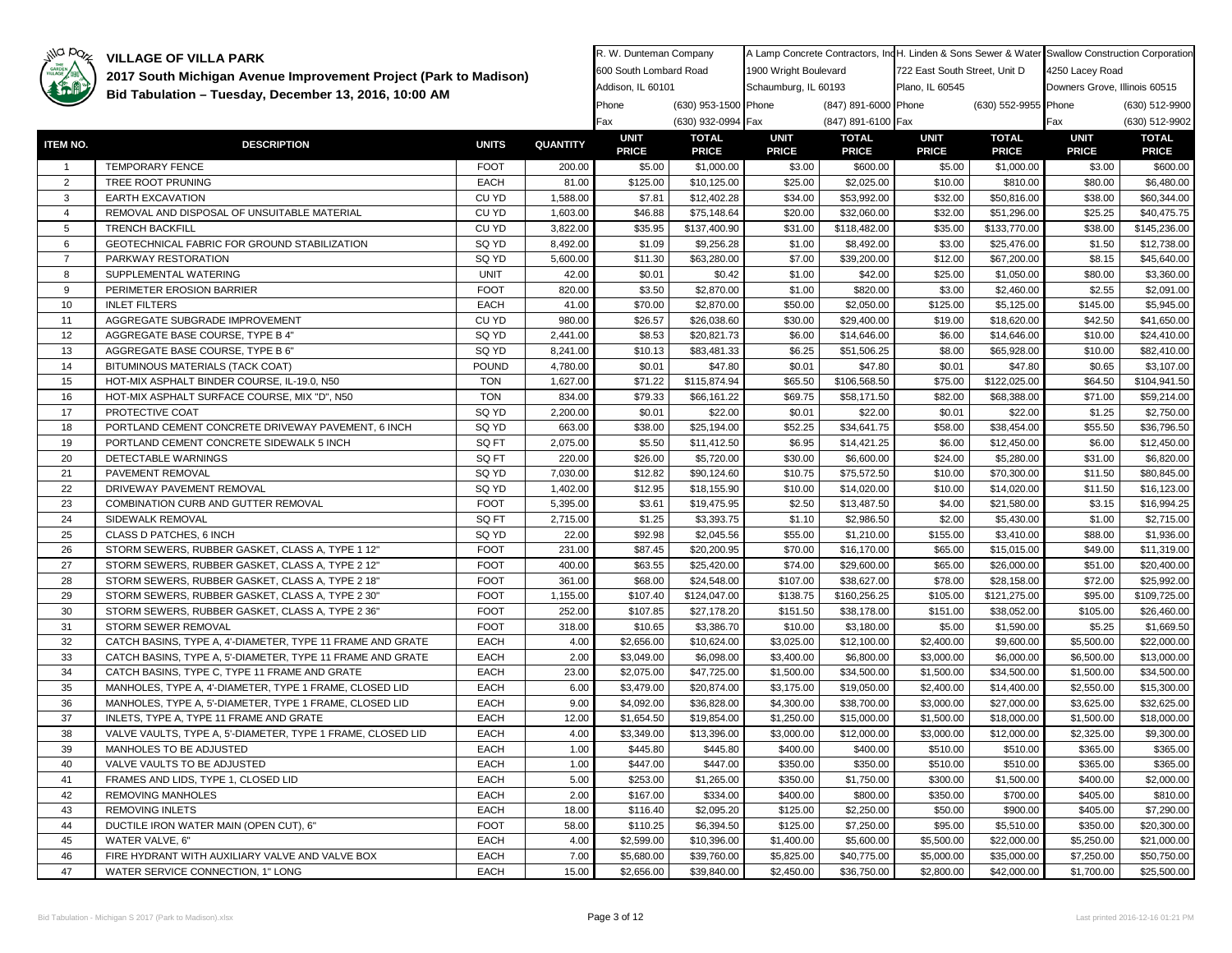# VILLAGE OF VILLA PARK

## 2017 South Michigan Avenue Improvement Project (Park to Madison)

### Bid Tabulation – Tuesday, December 13, 2016, 10:00 AM

| | | | | R. W. Dunteman Company | | A Lamp Concrete Contractors, Inc | | H. Linden & Sons Sewer & Water | | Swallow Construction Corporation | |
|---|---|---|---|---|---|---|---|---|---|---|---|
| | | | | 600 South Lombard Road | | 1900 Wright Boulevard | | 722 East South Street, Unit D | | 4250 Lacey Road | |
| | | | | Addison, IL 60101 | | Schaumburg, IL 60193 | | Plano, IL 60545 | | Downers Grove, Illinois 60515 | |
| | | | | Phone | (630) 953-1500 | Phone | (847) 891-6000 | Phone | (630) 552-9955 | Phone | (630) 512-9900 |
| | | | | Fax | (630) 932-0994 | Fax | (847) 891-6100 | Fax | | Fax | (630) 512-9902 |
| **ITEM NO.** | **DESCRIPTION** | **UNITS** | **QUANTITY** | **UNIT PRICE** | **TOTAL PRICE** | **UNIT PRICE** | **TOTAL PRICE** | **UNIT PRICE** | **TOTAL PRICE** | **UNIT PRICE** | **TOTAL PRICE** |
| 1 | TEMPORARY FENCE | FOOT | 200.00 | $5.00 | $1,000.00 | $3.00 | $600.00 | $5.00 | $1,000.00 | $3.00 | $600.00 |
| 2 | TREE ROOT PRUNING | EACH | 81.00 | $125.00 | $10,125.00 | $25.00 | $2,025.00 | $10.00 | $810.00 | $80.00 | $6,480.00 |
| 3 | EARTH EXCAVATION | CU YD | 1,588.00 | $7.81 | $12,402.28 | $34.00 | $53,992.00 | $32.00 | $50,816.00 | $38.00 | $60,344.00 |
| 4 | REMOVAL AND DISPOSAL OF UNSUITABLE MATERIAL | CU YD | 1,603.00 | $46.88 | $75,148.64 | $20.00 | $32,060.00 | $32.00 | $51,296.00 | $25.25 | $40,475.75 |
| 5 | TRENCH BACKFILL | CU YD | 3,822.00 | $35.95 | $137,400.90 | $31.00 | $118,482.00 | $35.00 | $133,770.00 | $38.00 | $145,236.00 |
| 6 | GEOTECHNICAL FABRIC FOR GROUND STABILIZATION | SQ YD | 8,492.00 | $1.09 | $9,256.28 | $1.00 | $8,492.00 | $3.00 | $25,476.00 | $1.50 | $12,738.00 |
| 7 | PARKWAY RESTORATION | SQ YD | 5,600.00 | $11.30 | $63,280.00 | $7.00 | $39,200.00 | $12.00 | $67,200.00 | $8.15 | $45,640.00 |
| 8 | SUPPLEMENTAL WATERING | UNIT | 42.00 | $0.01 | $0.42 | $1.00 | $42.00 | $25.00 | $1,050.00 | $80.00 | $3,360.00 |
| 9 | PERIMETER EROSION BARRIER | FOOT | 820.00 | $3.50 | $2,870.00 | $1.00 | $820.00 | $3.00 | $2,460.00 | $2.55 | $2,091.00 |
| 10 | INLET FILTERS | EACH | 41.00 | $70.00 | $2,870.00 | $50.00 | $2,050.00 | $125.00 | $5,125.00 | $145.00 | $5,945.00 |
| 11 | AGGREGATE SUBGRADE IMPROVEMENT | CU YD | 980.00 | $26.57 | $26,038.60 | $30.00 | $29,400.00 | $19.00 | $18,620.00 | $42.50 | $41,650.00 |
| 12 | AGGREGATE BASE COURSE, TYPE B 4" | SQ YD | 2,441.00 | $8.53 | $20,821.73 | $6.00 | $14,646.00 | $6.00 | $14,646.00 | $10.00 | $24,410.00 |
| 13 | AGGREGATE BASE COURSE, TYPE B 6" | SQ YD | 8,241.00 | $10.13 | $83,481.33 | $6.25 | $51,506.25 | $8.00 | $65,928.00 | $10.00 | $82,410.00 |
| 14 | BITUMINOUS MATERIALS (TACK COAT) | POUND | 4,780.00 | $0.01 | $47.80 | $0.01 | $47.80 | $0.01 | $47.80 | $0.65 | $3,107.00 |
| 15 | HOT-MIX ASPHALT BINDER COURSE, IL-19.0, N50 | TON | 1,627.00 | $71.22 | $115,874.94 | $65.50 | $106,568.50 | $75.00 | $122,025.00 | $64.50 | $104,941.50 |
| 16 | HOT-MIX ASPHALT SURFACE COURSE, MIX "D", N50 | TON | 834.00 | $79.33 | $66,161.22 | $69.75 | $58,171.50 | $82.00 | $68,388.00 | $71.00 | $59,214.00 |
| 17 | PROTECTIVE COAT | SQ YD | 2,200.00 | $0.01 | $22.00 | $0.01 | $22.00 | $0.01 | $22.00 | $1.25 | $2,750.00 |
| 18 | PORTLAND CEMENT CONCRETE DRIVEWAY PAVEMENT, 6 INCH | SQ YD | 663.00 | $38.00 | $25,194.00 | $52.25 | $34,641.75 | $58.00 | $38,454.00 | $55.50 | $36,796.50 |
| 19 | PORTLAND CEMENT CONCRETE SIDEWALK 5 INCH | SQ FT | 2,075.00 | $5.50 | $11,412.50 | $6.95 | $14,421.25 | $6.00 | $12,450.00 | $6.00 | $12,450.00 |
| 20 | DETECTABLE WARNINGS | SQ FT | 220.00 | $26.00 | $5,720.00 | $30.00 | $6,600.00 | $24.00 | $5,280.00 | $31.00 | $6,820.00 |
| 21 | PAVEMENT REMOVAL | SQ YD | 7,030.00 | $12.82 | $90,124.60 | $10.75 | $75,572.50 | $10.00 | $70,300.00 | $11.50 | $80,845.00 |
| 22 | DRIVEWAY PAVEMENT REMOVAL | SQ YD | 1,402.00 | $12.95 | $18,155.90 | $10.00 | $14,020.00 | $10.00 | $14,020.00 | $11.50 | $16,123.00 |
| 23 | COMBINATION CURB AND GUTTER REMOVAL | FOOT | 5,395.00 | $3.61 | $19,475.95 | $2.50 | $13,487.50 | $4.00 | $21,580.00 | $3.15 | $16,994.25 |
| 24 | SIDEWALK REMOVAL | SQ FT | 2,715.00 | $1.25 | $3,393.75 | $1.10 | $2,986.50 | $2.00 | $5,430.00 | $1.00 | $2,715.00 |
| 25 | CLASS D PATCHES, 6 INCH | SQ YD | 22.00 | $92.98 | $2,045.56 | $55.00 | $1,210.00 | $155.00 | $3,410.00 | $88.00 | $1,936.00 |
| 26 | STORM SEWERS, RUBBER GASKET, CLASS A, TYPE 1 12" | FOOT | 231.00 | $87.45 | $20,200.95 | $70.00 | $16,170.00 | $65.00 | $15,015.00 | $49.00 | $11,319.00 |
| 27 | STORM SEWERS, RUBBER GASKET, CLASS A, TYPE 2 12" | FOOT | 400.00 | $63.55 | $25,420.00 | $74.00 | $29,600.00 | $65.00 | $26,000.00 | $51.00 | $20,400.00 |
| 28 | STORM SEWERS, RUBBER GASKET, CLASS A, TYPE 2 18" | FOOT | 361.00 | $68.00 | $24,548.00 | $107.00 | $38,627.00 | $78.00 | $28,158.00 | $72.00 | $25,992.00 |
| 29 | STORM SEWERS, RUBBER GASKET, CLASS A, TYPE 2 30" | FOOT | 1,155.00 | $107.40 | $124,047.00 | $138.75 | $160,256.25 | $105.00 | $121,275.00 | $95.00 | $109,725.00 |
| 30 | STORM SEWERS, RUBBER GASKET, CLASS A, TYPE 2 36" | FOOT | 252.00 | $107.85 | $27,178.20 | $151.50 | $38,178.00 | $151.00 | $38,052.00 | $105.00 | $26,460.00 |
| 31 | STORM SEWER REMOVAL | FOOT | 318.00 | $10.65 | $3,386.70 | $10.00 | $3,180.00 | $5.00 | $1,590.00 | $5.25 | $1,669.50 |
| 32 | CATCH BASINS, TYPE A, 4'-DIAMETER, TYPE 11 FRAME AND GRATE | EACH | 4.00 | $2,656.00 | $10,624.00 | $3,025.00 | $12,100.00 | $2,400.00 | $9,600.00 | $5,500.00 | $22,000.00 |
| 33 | CATCH BASINS, TYPE A, 5'-DIAMETER, TYPE 11 FRAME AND GRATE | EACH | 2.00 | $3,049.00 | $6,098.00 | $3,400.00 | $6,800.00 | $3,000.00 | $6,000.00 | $6,500.00 | $13,000.00 |
| 34 | CATCH BASINS, TYPE C, TYPE 11 FRAME AND GRATE | EACH | 23.00 | $2,075.00 | $47,725.00 | $1,500.00 | $34,500.00 | $1,500.00 | $34,500.00 | $1,500.00 | $34,500.00 |
| 35 | MANHOLES, TYPE A, 4'-DIAMETER, TYPE 1 FRAME, CLOSED LID | EACH | 6.00 | $3,479.00 | $20,874.00 | $3,175.00 | $19,050.00 | $2,400.00 | $14,400.00 | $2,550.00 | $15,300.00 |
| 36 | MANHOLES, TYPE A, 5'-DIAMETER, TYPE 1 FRAME, CLOSED LID | EACH | 9.00 | $4,092.00 | $36,828.00 | $4,300.00 | $38,700.00 | $3,000.00 | $27,000.00 | $3,625.00 | $32,625.00 |
| 37 | INLETS, TYPE A, TYPE 11 FRAME AND GRATE | EACH | 12.00 | $1,654.50 | $19,854.00 | $1,250.00 | $15,000.00 | $1,500.00 | $18,000.00 | $1,500.00 | $18,000.00 |
| 38 | VALVE VAULTS, TYPE A, 5'-DIAMETER, TYPE 1 FRAME, CLOSED LID | EACH | 4.00 | $3,349.00 | $13,396.00 | $3,000.00 | $12,000.00 | $3,000.00 | $12,000.00 | $2,325.00 | $9,300.00 |
| 39 | MANHOLES TO BE ADJUSTED | EACH | 1.00 | $445.80 | $445.80 | $400.00 | $400.00 | $510.00 | $510.00 | $365.00 | $365.00 |
| 40 | VALVE VAULTS TO BE ADJUSTED | EACH | 1.00 | $447.00 | $447.00 | $350.00 | $350.00 | $510.00 | $510.00 | $365.00 | $365.00 |
| 41 | FRAMES AND LIDS, TYPE 1, CLOSED LID | EACH | 5.00 | $253.00 | $1,265.00 | $350.00 | $1,750.00 | $300.00 | $1,500.00 | $400.00 | $2,000.00 |
| 42 | REMOVING MANHOLES | EACH | 2.00 | $167.00 | $334.00 | $400.00 | $800.00 | $350.00 | $700.00 | $405.00 | $810.00 |
| 43 | REMOVING INLETS | EACH | 18.00 | $116.40 | $2,095.20 | $125.00 | $2,250.00 | $50.00 | $900.00 | $405.00 | $7,290.00 |
| 44 | DUCTILE IRON WATER MAIN (OPEN CUT), 6" | FOOT | 58.00 | $110.25 | $6,394.50 | $125.00 | $7,250.00 | $95.00 | $5,510.00 | $350.00 | $20,300.00 |
| 45 | WATER VALVE, 6" | EACH | 4.00 | $2,599.00 | $10,396.00 | $1,400.00 | $5,600.00 | $5,500.00 | $22,000.00 | $5,250.00 | $21,000.00 |
| 46 | FIRE HYDRANT WITH AUXILIARY VALVE AND VALVE BOX | EACH | 7.00 | $5,680.00 | $39,760.00 | $5,825.00 | $40,775.00 | $5,000.00 | $35,000.00 | $7,250.00 | $50,750.00 |
| 47 | WATER SERVICE CONNECTION, 1" LONG | EACH | 15.00 | $2,656.00 | $39,840.00 | $2,450.00 | $36,750.00 | $2,800.00 | $42,000.00 | $1,700.00 | $25,500.00 |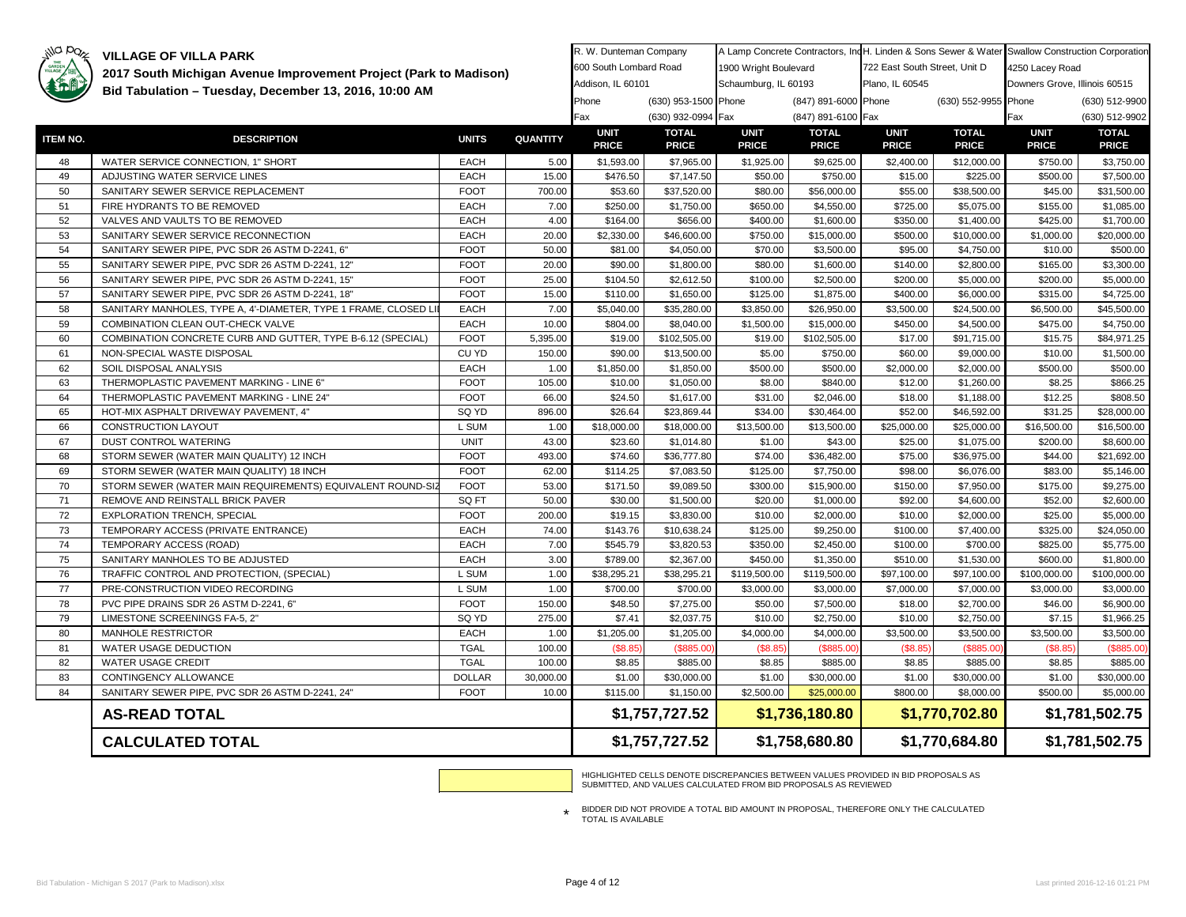# VILLAGE OF VILLA PARK

## 2017 South Michigan Avenue Improvement Project (Park to Madison)

### Bid Tabulation – Tuesday, December 13, 2016, 10:00 AM

| | | | | R. W. Dunteman Company | | A Lamp Concrete Contractors, Inc | | H. Linden & Sons Sewer & Water | | Swallow Construction Corporation | |
|---|---|---|---|---|---|---|---|---|---|---|---|
| | | | | 600 South Lombard Road | | 1900 Wright Boulevard | | 722 East South Street, Unit D | | 4250 Lacey Road | |
| | | | | Addison, IL 60101 | | Schaumburg, IL 60193 | | Plano, IL 60545 | | Downers Grove, Illinois 60515 | |
| | | | | Phone | (630) 953-1500 | Phone | (847) 891-6000 | Phone | (630) 552-9955 | Phone | (630) 512-9900 |
| | | | | Fax | (630) 932-0994 | Fax | (847) 891-6100 | Fax | | Fax | (630) 512-9902 |
| **ITEM NO.** | **DESCRIPTION** | **UNITS** | **QUANTITY** | **UNIT PRICE** | **TOTAL PRICE** | **UNIT PRICE** | **TOTAL PRICE** | **UNIT PRICE** | **TOTAL PRICE** | **UNIT PRICE** | **TOTAL PRICE** |
| 48 | WATER SERVICE CONNECTION, 1" SHORT | EACH | 5.00 | $1,593.00 | $7,965.00 | $1,925.00 | $9,625.00 | $2,400.00 | $12,000.00 | $750.00 | $3,750.00 |
| 49 | ADJUSTING WATER SERVICE LINES | EACH | 15.00 | $476.50 | $7,147.50 | $50.00 | $750.00 | $15.00 | $225.00 | $500.00 | $7,500.00 |
| 50 | SANITARY SEWER SERVICE REPLACEMENT | FOOT | 700.00 | $53.60 | $37,520.00 | $80.00 | $56,000.00 | $55.00 | $38,500.00 | $45.00 | $31,500.00 |
| 51 | FIRE HYDRANTS TO BE REMOVED | EACH | 7.00 | $250.00 | $1,750.00 | $650.00 | $4,550.00 | $725.00 | $5,075.00 | $155.00 | $1,085.00 |
| 52 | VALVES AND VAULTS TO BE REMOVED | EACH | 4.00 | $164.00 | $656.00 | $400.00 | $1,600.00 | $350.00 | $1,400.00 | $425.00 | $1,700.00 |
| 53 | SANITARY SEWER SERVICE RECONNECTION | EACH | 20.00 | $2,330.00 | $46,600.00 | $750.00 | $15,000.00 | $500.00 | $10,000.00 | $1,000.00 | $20,000.00 |
| 54 | SANITARY SEWER PIPE, PVC SDR 26 ASTM D-2241, 6" | FOOT | 50.00 | $81.00 | $4,050.00 | $70.00 | $3,500.00 | $95.00 | $4,750.00 | $10.00 | $500.00 |
| 55 | SANITARY SEWER PIPE, PVC SDR 26 ASTM D-2241, 12" | FOOT | 20.00 | $90.00 | $1,800.00 | $80.00 | $1,600.00 | $140.00 | $2,800.00 | $165.00 | $3,300.00 |
| 56 | SANITARY SEWER PIPE, PVC SDR 26 ASTM D-2241, 15" | FOOT | 25.00 | $104.50 | $2,612.50 | $100.00 | $2,500.00 | $200.00 | $5,000.00 | $200.00 | $5,000.00 |
| 57 | SANITARY SEWER PIPE, PVC SDR 26 ASTM D-2241, 18" | FOOT | 15.00 | $110.00 | $1,650.00 | $125.00 | $1,875.00 | $400.00 | $6,000.00 | $315.00 | $4,725.00 |
| 58 | SANITARY MANHOLES, TYPE A, 4'-DIAMETER, TYPE 1 FRAME, CLOSED LI | EACH | 7.00 | $5,040.00 | $35,280.00 | $3,850.00 | $26,950.00 | $3,500.00 | $24,500.00 | $6,500.00 | $45,500.00 |
| 59 | COMBINATION CLEAN OUT-CHECK VALVE | EACH | 10.00 | $804.00 | $8,040.00 | $1,500.00 | $15,000.00 | $450.00 | $4,500.00 | $475.00 | $4,750.00 |
| 60 | COMBINATION CONCRETE CURB AND GUTTER, TYPE B-6.12 (SPECIAL) | FOOT | 5,395.00 | $19.00 | $102,505.00 | $19.00 | $102,505.00 | $17.00 | $91,715.00 | $15.75 | $84,971.25 |
| 61 | NON-SPECIAL WASTE DISPOSAL | CU YD | 150.00 | $90.00 | $13,500.00 | $5.00 | $750.00 | $60.00 | $9,000.00 | $10.00 | $1,500.00 |
| 62 | SOIL DISPOSAL ANALYSIS | EACH | 1.00 | $1,850.00 | $1,850.00 | $500.00 | $500.00 | $2,000.00 | $2,000.00 | $500.00 | $500.00 |
| 63 | THERMOPLASTIC PAVEMENT MARKING - LINE 6" | FOOT | 105.00 | $10.00 | $1,050.00 | $8.00 | $840.00 | $12.00 | $1,260.00 | $8.25 | $866.25 |
| 64 | THERMOPLASTIC PAVEMENT MARKING - LINE 24" | FOOT | 66.00 | $24.50 | $1,617.00 | $31.00 | $2,046.00 | $18.00 | $1,188.00 | $12.25 | $808.50 |
| 65 | HOT-MIX ASPHALT DRIVEWAY PAVEMENT, 4" | SQ YD | 896.00 | $26.64 | $23,869.44 | $34.00 | $30,464.00 | $52.00 | $46,592.00 | $31.25 | $28,000.00 |
| 66 | CONSTRUCTION LAYOUT | L SUM | 1.00 | $18,000.00 | $18,000.00 | $13,500.00 | $13,500.00 | $25,000.00 | $25,000.00 | $16,500.00 | $16,500.00 |
| 67 | DUST CONTROL WATERING | UNIT | 43.00 | $23.60 | $1,014.80 | $1.00 | $43.00 | $25.00 | $1,075.00 | $200.00 | $8,600.00 |
| 68 | STORM SEWER (WATER MAIN QUALITY) 12 INCH | FOOT | 493.00 | $74.60 | $36,777.80 | $74.00 | $36,482.00 | $75.00 | $36,975.00 | $44.00 | $21,692.00 |
| 69 | STORM SEWER (WATER MAIN QUALITY) 18 INCH | FOOT | 62.00 | $114.25 | $7,083.50 | $125.00 | $7,750.00 | $98.00 | $6,076.00 | $83.00 | $5,146.00 |
| 70 | STORM SEWER (WATER MAIN REQUIREMENTS) EQUIVALENT ROUND-SIZ | FOOT | 53.00 | $171.50 | $9,089.50 | $300.00 | $15,900.00 | $150.00 | $7,950.00 | $175.00 | $9,275.00 |
| 71 | REMOVE AND REINSTALL BRICK PAVER | SQ FT | 50.00 | $30.00 | $1,500.00 | $20.00 | $1,000.00 | $92.00 | $4,600.00 | $52.00 | $2,600.00 |
| 72 | EXPLORATION TRENCH, SPECIAL | FOOT | 200.00 | $19.15 | $3,830.00 | $10.00 | $2,000.00 | $10.00 | $2,000.00 | $25.00 | $5,000.00 |
| 73 | TEMPORARY ACCESS (PRIVATE ENTRANCE) | EACH | 74.00 | $143.76 | $10,638.24 | $125.00 | $9,250.00 | $100.00 | $7,400.00 | $325.00 | $24,050.00 |
| 74 | TEMPORARY ACCESS (ROAD) | EACH | 7.00 | $545.79 | $3,820.53 | $350.00 | $2,450.00 | $100.00 | $700.00 | $825.00 | $5,775.00 |
| 75 | SANITARY MANHOLES TO BE ADJUSTED | EACH | 3.00 | $789.00 | $2,367.00 | $450.00 | $1,350.00 | $510.00 | $1,530.00 | $600.00 | $1,800.00 |
| 76 | TRAFFIC CONTROL AND PROTECTION, (SPECIAL) | L SUM | 1.00 | $38,295.21 | $38,295.21 | $119,500.00 | $119,500.00 | $97,100.00 | $97,100.00 | $100,000.00 | $100,000.00 |
| 77 | PRE-CONSTRUCTION VIDEO RECORDING | L SUM | 1.00 | $700.00 | $700.00 | $3,000.00 | $3,000.00 | $7,000.00 | $7,000.00 | $3,000.00 | $3,000.00 |
| 78 | PVC PIPE DRAINS SDR 26 ASTM D-2241, 6" | FOOT | 150.00 | $48.50 | $7,275.00 | $50.00 | $7,500.00 | $18.00 | $2,700.00 | $46.00 | $6,900.00 |
| 79 | LIMESTONE SCREENINGS FA-5, 2" | SQ YD | 275.00 | $7.41 | $2,037.75 | $10.00 | $2,750.00 | $10.00 | $2,750.00 | $7.15 | $1,966.25 |
| 80 | MANHOLE RESTRICTOR | EACH | 1.00 | $1,205.00 | $1,205.00 | $4,000.00 | $4,000.00 | $3,500.00 | $3,500.00 | $3,500.00 | $3,500.00 |
| 81 | WATER USAGE DEDUCTION | TGAL | 100.00 | ($8.85) | ($885.00) | ($8.85) | ($885.00) | ($8.85) | ($885.00) | ($8.85) | ($885.00) |
| 82 | WATER USAGE CREDIT | TGAL | 100.00 | $8.85 | $885.00 | $8.85 | $885.00 | $8.85 | $885.00 | $8.85 | $885.00 |
| 83 | CONTINGENCY ALLOWANCE | DOLLAR | 30,000.00 | $1.00 | $30,000.00 | $1.00 | $30,000.00 | $1.00 | $30,000.00 | $1.00 | $30,000.00 |
| 84 | SANITARY SEWER PIPE, PVC SDR 26 ASTM D-2241, 24" | FOOT | 10.00 | $115.00 | $1,150.00 | $2,500.00 | $25,000.00 | $800.00 | $8,000.00 | $500.00 | $5,000.00 |
| | **AS-READ TOTAL** | | | | **$1,757,727.52** | | **$1,736,180.80** | | **$1,770,702.80** | | **$1,781,502.75** |
| | **CALCULATED TOTAL** | | | | **$1,757,727.52** | | **$1,758,680.80** | | **$1,770,684.80** | | **$1,781,502.75** |

HIGHLIGHTED CELLS DENOTE DISCREPANCIES BETWEEN VALUES PROVIDED IN BID PROPOSALS AS SUBMITTED, AND VALUES CALCULATED FROM BID PROPOSALS AS REVIEWED

* BIDDER DID NOT PROVIDE A TOTAL BID AMOUNT IN PROPOSAL, THEREFORE ONLY THE CALCULATED TOTAL IS AVAILABLE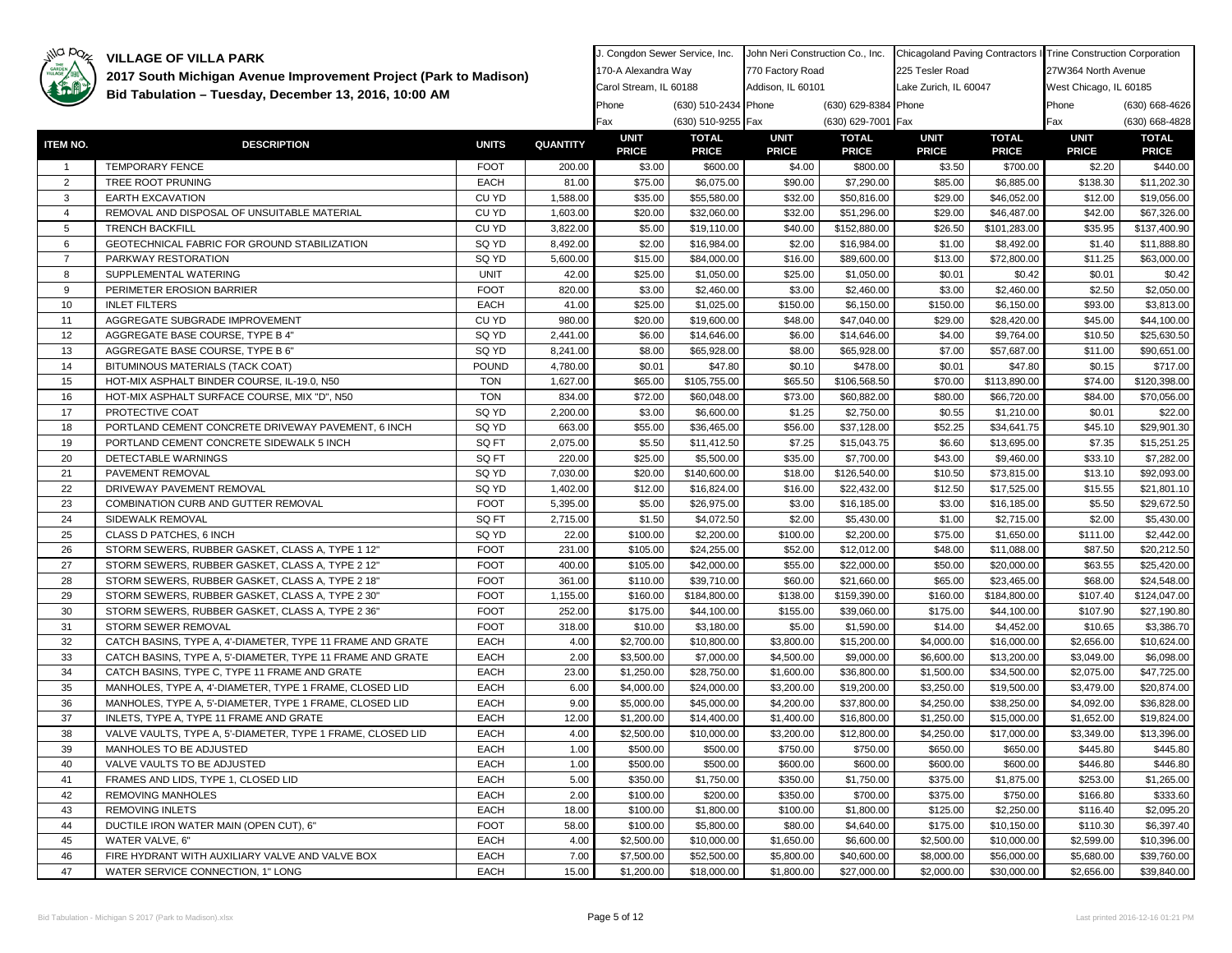# VILLAGE OF VILLA PARK

## 2017 South Michigan Avenue Improvement Project (Park to Madison)

## Bid Tabulation – Tuesday, December 13, 2016, 10:00 AM

| | | | | J. Congdon Sewer Service, Inc. | | John Neri Construction Co., Inc. | | Chicagoland Paving Contractors I | | Trine Construction Corporation | |
|---|---|---|---|---|---|---|---|---|---|---|---|
| | | | | 170-A Alexandra Way | | 770 Factory Road | | 225 Tesler Road | | 27W364 North Avenue | |
| | | | | Carol Stream, IL 60188 | | Addison, IL 60101 | | Lake Zurich, IL 60047 | | West Chicago, IL 60185 | |
| | | | | Phone | (630) 510-2434 | Phone | (630) 629-8384 | Phone | | Phone | (630) 668-4626 |
| | | | | Fax | (630) 510-9255 | Fax | (630) 629-7001 | Fax | | Fax | (630) 668-4828 |
| ITEM NO. | DESCRIPTION | UNITS | QUANTITY | UNIT PRICE | TOTAL PRICE | UNIT PRICE | TOTAL PRICE | UNIT PRICE | TOTAL PRICE | UNIT PRICE | TOTAL PRICE |
| 1 | TEMPORARY FENCE | FOOT | 200.00 | $3.00 | $600.00 | $4.00 | $800.00 | $3.50 | $700.00 | $2.20 | $440.00 |
| 2 | TREE ROOT PRUNING | EACH | 81.00 | $75.00 | $6,075.00 | $90.00 | $7,290.00 | $85.00 | $6,885.00 | $138.30 | $11,202.30 |
| 3 | EARTH EXCAVATION | CU YD | 1,588.00 | $35.00 | $55,580.00 | $32.00 | $50,816.00 | $29.00 | $46,052.00 | $12.00 | $19,056.00 |
| 4 | REMOVAL AND DISPOSAL OF UNSUITABLE MATERIAL | CU YD | 1,603.00 | $20.00 | $32,060.00 | $32.00 | $51,296.00 | $29.00 | $46,487.00 | $42.00 | $67,326.00 |
| 5 | TRENCH BACKFILL | CU YD | 3,822.00 | $5.00 | $19,110.00 | $40.00 | $152,880.00 | $26.50 | $101,283.00 | $35.95 | $137,400.90 |
| 6 | GEOTECHNICAL FABRIC FOR GROUND STABILIZATION | SQ YD | 8,492.00 | $2.00 | $16,984.00 | $2.00 | $16,984.00 | $1.00 | $8,492.00 | $1.40 | $11,888.80 |
| 7 | PARKWAY RESTORATION | SQ YD | 5,600.00 | $15.00 | $84,000.00 | $16.00 | $89,600.00 | $13.00 | $72,800.00 | $11.25 | $63,000.00 |
| 8 | SUPPLEMENTAL WATERING | UNIT | 42.00 | $25.00 | $1,050.00 | $25.00 | $1,050.00 | $0.01 | $0.42 | $0.01 | $0.42 |
| 9 | PERIMETER EROSION BARRIER | FOOT | 820.00 | $3.00 | $2,460.00 | $3.00 | $2,460.00 | $3.00 | $2,460.00 | $2.50 | $2,050.00 |
| 10 | INLET FILTERS | EACH | 41.00 | $25.00 | $1,025.00 | $150.00 | $6,150.00 | $150.00 | $6,150.00 | $93.00 | $3,813.00 |
| 11 | AGGREGATE SUBGRADE IMPROVEMENT | CU YD | 980.00 | $20.00 | $19,600.00 | $48.00 | $47,040.00 | $29.00 | $28,420.00 | $45.00 | $44,100.00 |
| 12 | AGGREGATE BASE COURSE, TYPE B 4" | SQ YD | 2,441.00 | $6.00 | $14,646.00 | $6.00 | $14,646.00 | $4.00 | $9,764.00 | $10.50 | $25,630.50 |
| 13 | AGGREGATE BASE COURSE, TYPE B 6" | SQ YD | 8,241.00 | $8.00 | $65,928.00 | $8.00 | $65,928.00 | $7.00 | $57,687.00 | $11.00 | $90,651.00 |
| 14 | BITUMINOUS MATERIALS (TACK COAT) | POUND | 4,780.00 | $0.01 | $47.80 | $0.10 | $478.00 | $0.01 | $47.80 | $0.15 | $717.00 |
| 15 | HOT-MIX ASPHALT BINDER COURSE, IL-19.0, N50 | TON | 1,627.00 | $65.00 | $105,755.00 | $65.50 | $106,568.50 | $70.00 | $113,890.00 | $74.00 | $120,398.00 |
| 16 | HOT-MIX ASPHALT SURFACE COURSE, MIX "D", N50 | TON | 834.00 | $72.00 | $60,048.00 | $73.00 | $60,882.00 | $80.00 | $66,720.00 | $84.00 | $70,056.00 |
| 17 | PROTECTIVE COAT | SQ YD | 2,200.00 | $3.00 | $6,600.00 | $1.25 | $2,750.00 | $0.55 | $1,210.00 | $0.01 | $22.00 |
| 18 | PORTLAND CEMENT CONCRETE DRIVEWAY PAVEMENT, 6 INCH | SQ YD | 663.00 | $55.00 | $36,465.00 | $56.00 | $37,128.00 | $52.25 | $34,641.75 | $45.10 | $29,901.30 |
| 19 | PORTLAND CEMENT CONCRETE SIDEWALK 5 INCH | SQ FT | 2,075.00 | $5.50 | $11,412.50 | $7.25 | $15,043.75 | $6.60 | $13,695.00 | $7.35 | $15,251.25 |
| 20 | DETECTABLE WARNINGS | SQ FT | 220.00 | $25.00 | $5,500.00 | $35.00 | $7,700.00 | $43.00 | $9,460.00 | $33.10 | $7,282.00 |
| 21 | PAVEMENT REMOVAL | SQ YD | 7,030.00 | $20.00 | $140,600.00 | $18.00 | $126,540.00 | $10.50 | $73,815.00 | $13.10 | $92,093.00 |
| 22 | DRIVEWAY PAVEMENT REMOVAL | SQ YD | 1,402.00 | $12.00 | $16,824.00 | $16.00 | $22,432.00 | $12.50 | $17,525.00 | $15.55 | $21,801.10 |
| 23 | COMBINATION CURB AND GUTTER REMOVAL | FOOT | 5,395.00 | $5.00 | $26,975.00 | $3.00 | $16,185.00 | $3.00 | $16,185.00 | $5.50 | $29,672.50 |
| 24 | SIDEWALK REMOVAL | SQ FT | 2,715.00 | $1.50 | $4,072.50 | $2.00 | $5,430.00 | $1.00 | $2,715.00 | $2.00 | $5,430.00 |
| 25 | CLASS D PATCHES, 6 INCH | SQ YD | 22.00 | $100.00 | $2,200.00 | $100.00 | $2,200.00 | $75.00 | $1,650.00 | $111.00 | $2,442.00 |
| 26 | STORM SEWERS, RUBBER GASKET, CLASS A, TYPE 1 12" | FOOT | 231.00 | $105.00 | $24,255.00 | $52.00 | $12,012.00 | $48.00 | $11,088.00 | $87.50 | $20,212.50 |
| 27 | STORM SEWERS, RUBBER GASKET, CLASS A, TYPE 2 12" | FOOT | 400.00 | $105.00 | $42,000.00 | $55.00 | $22,000.00 | $50.00 | $20,000.00 | $63.55 | $25,420.00 |
| 28 | STORM SEWERS, RUBBER GASKET, CLASS A, TYPE 2 18" | FOOT | 361.00 | $110.00 | $39,710.00 | $60.00 | $21,660.00 | $65.00 | $23,465.00 | $68.00 | $24,548.00 |
| 29 | STORM SEWERS, RUBBER GASKET, CLASS A, TYPE 2 30" | FOOT | 1,155.00 | $160.00 | $184,800.00 | $138.00 | $159,390.00 | $160.00 | $184,800.00 | $107.40 | $124,047.00 |
| 30 | STORM SEWERS, RUBBER GASKET, CLASS A, TYPE 2 36" | FOOT | 252.00 | $175.00 | $44,100.00 | $155.00 | $39,060.00 | $175.00 | $44,100.00 | $107.90 | $27,190.80 |
| 31 | STORM SEWER REMOVAL | FOOT | 318.00 | $10.00 | $3,180.00 | $5.00 | $1,590.00 | $14.00 | $4,452.00 | $10.65 | $3,386.70 |
| 32 | CATCH BASINS, TYPE A, 4'-DIAMETER, TYPE 11 FRAME AND GRATE | EACH | 4.00 | $2,700.00 | $10,800.00 | $3,800.00 | $15,200.00 | $4,000.00 | $16,000.00 | $2,656.00 | $10,624.00 |
| 33 | CATCH BASINS, TYPE A, 5'-DIAMETER, TYPE 11 FRAME AND GRATE | EACH | 2.00 | $3,500.00 | $7,000.00 | $4,500.00 | $9,000.00 | $6,600.00 | $13,200.00 | $3,049.00 | $6,098.00 |
| 34 | CATCH BASINS, TYPE C, TYPE 11 FRAME AND GRATE | EACH | 23.00 | $1,250.00 | $28,750.00 | $1,600.00 | $36,800.00 | $1,500.00 | $34,500.00 | $2,075.00 | $47,725.00 |
| 35 | MANHOLES, TYPE A, 4'-DIAMETER, TYPE 1 FRAME, CLOSED LID | EACH | 6.00 | $4,000.00 | $24,000.00 | $3,200.00 | $19,200.00 | $3,250.00 | $19,500.00 | $3,479.00 | $20,874.00 |
| 36 | MANHOLES, TYPE A, 5'-DIAMETER, TYPE 1 FRAME, CLOSED LID | EACH | 9.00 | $5,000.00 | $45,000.00 | $4,200.00 | $37,800.00 | $4,250.00 | $38,250.00 | $4,092.00 | $36,828.00 |
| 37 | INLETS, TYPE A, TYPE 11 FRAME AND GRATE | EACH | 12.00 | $1,200.00 | $14,400.00 | $1,400.00 | $16,800.00 | $1,250.00 | $15,000.00 | $1,652.00 | $19,824.00 |
| 38 | VALVE VAULTS, TYPE A, 5'-DIAMETER, TYPE 1 FRAME, CLOSED LID | EACH | 4.00 | $2,500.00 | $10,000.00 | $3,200.00 | $12,800.00 | $4,250.00 | $17,000.00 | $3,349.00 | $13,396.00 |
| 39 | MANHOLES TO BE ADJUSTED | EACH | 1.00 | $500.00 | $500.00 | $750.00 | $750.00 | $650.00 | $650.00 | $445.80 | $445.80 |
| 40 | VALVE VAULTS TO BE ADJUSTED | EACH | 1.00 | $500.00 | $500.00 | $600.00 | $600.00 | $600.00 | $600.00 | $446.80 | $446.80 |
| 41 | FRAMES AND LIDS, TYPE 1, CLOSED LID | EACH | 5.00 | $350.00 | $1,750.00 | $350.00 | $1,750.00 | $375.00 | $1,875.00 | $253.00 | $1,265.00 |
| 42 | REMOVING MANHOLES | EACH | 2.00 | $100.00 | $200.00 | $350.00 | $700.00 | $375.00 | $750.00 | $166.80 | $333.60 |
| 43 | REMOVING INLETS | EACH | 18.00 | $100.00 | $1,800.00 | $100.00 | $1,800.00 | $125.00 | $2,250.00 | $116.40 | $2,095.20 |
| 44 | DUCTILE IRON WATER MAIN (OPEN CUT), 6" | FOOT | 58.00 | $100.00 | $5,800.00 | $80.00 | $4,640.00 | $175.00 | $10,150.00 | $110.30 | $6,397.40 |
| 45 | WATER VALVE, 6" | EACH | 4.00 | $2,500.00 | $10,000.00 | $1,650.00 | $6,600.00 | $2,500.00 | $10,000.00 | $2,599.00 | $10,396.00 |
| 46 | FIRE HYDRANT WITH AUXILIARY VALVE AND VALVE BOX | EACH | 7.00 | $7,500.00 | $52,500.00 | $5,800.00 | $40,600.00 | $8,000.00 | $56,000.00 | $5,680.00 | $39,760.00 |
| 47 | WATER SERVICE CONNECTION, 1" LONG | EACH | 15.00 | $1,200.00 | $18,000.00 | $1,800.00 | $27,000.00 | $2,000.00 | $30,000.00 | $2,656.00 | $39,840.00 |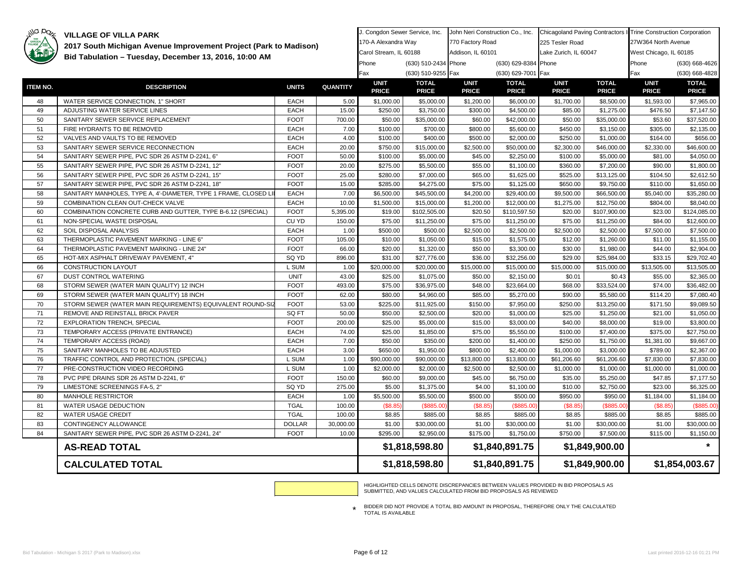# VILLAGE OF VILLA PARK

## 2017 South Michigan Avenue Improvement Project (Park to Madison)

### Bid Tabulation – Tuesday, December 13, 2016, 10:00 AM

| | | | | J. Congdon Sewer Service, Inc. | | John Neri Construction Co., Inc. | | Chicagoland Paving Contractors I | | Trine Construction Corporation | |
|---|---|---|---|---|---|---|---|---|---|---|---|
| | | | | 170-A Alexandra Way | | 770 Factory Road | | 225 Tesler Road | | 27W364 North Avenue | |
| | | | | Carol Stream, IL 60188 | | Addison, IL 60101 | | Lake Zurich, IL 60047 | | West Chicago, IL 60185 | |
| | | | | Phone | (630) 510-2434 | Phone | (630) 629-8384 | Phone | | Phone | (630) 668-4626 |
| | | | | Fax | (630) 510-9255 | Fax | (630) 629-7001 | Fax | | Fax | (630) 668-4828 |
| **ITEM NO.** | **DESCRIPTION** | **UNITS** | **QUANTITY** | **UNIT PRICE** | **TOTAL PRICE** | **UNIT PRICE** | **TOTAL PRICE** | **UNIT PRICE** | **TOTAL PRICE** | **UNIT PRICE** | **TOTAL PRICE** |
| 48 | WATER SERVICE CONNECTION, 1" SHORT | EACH | 5.00 | $1,000.00 | $5,000.00 | $1,200.00 | $6,000.00 | $1,700.00 | $8,500.00 | $1,593.00 | $7,965.00 |
| 49 | ADJUSTING WATER SERVICE LINES | EACH | 15.00 | $250.00 | $3,750.00 | $300.00 | $4,500.00 | $85.00 | $1,275.00 | $476.50 | $7,147.50 |
| 50 | SANITARY SEWER SERVICE REPLACEMENT | FOOT | 700.00 | $50.00 | $35,000.00 | $60.00 | $42,000.00 | $50.00 | $35,000.00 | $53.60 | $37,520.00 |
| 51 | FIRE HYDRANTS TO BE REMOVED | EACH | 7.00 | $100.00 | $700.00 | $800.00 | $5,600.00 | $450.00 | $3,150.00 | $305.00 | $2,135.00 |
| 52 | VALVES AND VAULTS TO BE REMOVED | EACH | 4.00 | $100.00 | $400.00 | $500.00 | $2,000.00 | $250.00 | $1,000.00 | $164.00 | $656.00 |
| 53 | SANITARY SEWER SERVICE RECONNECTION | EACH | 20.00 | $750.00 | $15,000.00 | $2,500.00 | $50,000.00 | $2,300.00 | $46,000.00 | $2,330.00 | $46,600.00 |
| 54 | SANITARY SEWER PIPE, PVC SDR 26 ASTM D-2241, 6" | FOOT | 50.00 | $100.00 | $5,000.00 | $45.00 | $2,250.00 | $100.00 | $5,000.00 | $81.00 | $4,050.00 |
| 55 | SANITARY SEWER PIPE, PVC SDR 26 ASTM D-2241, 12" | FOOT | 20.00 | $275.00 | $5,500.00 | $55.00 | $1,100.00 | $360.00 | $7,200.00 | $90.00 | $1,800.00 |
| 56 | SANITARY SEWER PIPE, PVC SDR 26 ASTM D-2241, 15" | FOOT | 25.00 | $280.00 | $7,000.00 | $65.00 | $1,625.00 | $525.00 | $13,125.00 | $104.50 | $2,612.50 |
| 57 | SANITARY SEWER PIPE, PVC SDR 26 ASTM D-2241, 18" | FOOT | 15.00 | $285.00 | $4,275.00 | $75.00 | $1,125.00 | $650.00 | $9,750.00 | $110.00 | $1,650.00 |
| 58 | SANITARY MANHOLES, TYPE A, 4'-DIAMETER, TYPE 1 FRAME, CLOSED LI | EACH | 7.00 | $6,500.00 | $45,500.00 | $4,200.00 | $29,400.00 | $9,500.00 | $66,500.00 | $5,040.00 | $35,280.00 |
| 59 | COMBINATION CLEAN OUT-CHECK VALVE | EACH | 10.00 | $1,500.00 | $15,000.00 | $1,200.00 | $12,000.00 | $1,275.00 | $12,750.00 | $804.00 | $8,040.00 |
| 60 | COMBINATION CONCRETE CURB AND GUTTER, TYPE B-6.12 (SPECIAL) | FOOT | 5,395.00 | $19.00 | $102,505.00 | $20.50 | $110,597.50 | $20.00 | $107,900.00 | $23.00 | $124,085.00 |
| 61 | NON-SPECIAL WASTE DISPOSAL | CU YD | 150.00 | $75.00 | $11,250.00 | $75.00 | $11,250.00 | $75.00 | $11,250.00 | $84.00 | $12,600.00 |
| 62 | SOIL DISPOSAL ANALYSIS | EACH | 1.00 | $500.00 | $500.00 | $2,500.00 | $2,500.00 | $2,500.00 | $2,500.00 | $7,500.00 | $7,500.00 |
| 63 | THERMOPLASTIC PAVEMENT MARKING - LINE 6" | FOOT | 105.00 | $10.00 | $1,050.00 | $15.00 | $1,575.00 | $12.00 | $1,260.00 | $11.00 | $1,155.00 |
| 64 | THERMOPLASTIC PAVEMENT MARKING - LINE 24" | FOOT | 66.00 | $20.00 | $1,320.00 | $50.00 | $3,300.00 | $30.00 | $1,980.00 | $44.00 | $2,904.00 |
| 65 | HOT-MIX ASPHALT DRIVEWAY PAVEMENT, 4" | SQ YD | 896.00 | $31.00 | $27,776.00 | $36.00 | $32,256.00 | $29.00 | $25,984.00 | $33.15 | $29,702.40 |
| 66 | CONSTRUCTION LAYOUT | L SUM | 1.00 | $20,000.00 | $20,000.00 | $15,000.00 | $15,000.00 | $15,000.00 | $15,000.00 | $13,505.00 | $13,505.00 |
| 67 | DUST CONTROL WATERING | UNIT | 43.00 | $25.00 | $1,075.00 | $50.00 | $2,150.00 | $0.01 | $0.43 | $55.00 | $2,365.00 |
| 68 | STORM SEWER (WATER MAIN QUALITY) 12 INCH | FOOT | 493.00 | $75.00 | $36,975.00 | $48.00 | $23,664.00 | $68.00 | $33,524.00 | $74.00 | $36,482.00 |
| 69 | STORM SEWER (WATER MAIN QUALITY) 18 INCH | FOOT | 62.00 | $80.00 | $4,960.00 | $85.00 | $5,270.00 | $90.00 | $5,580.00 | $114.20 | $7,080.40 |
| 70 | STORM SEWER (WATER MAIN REQUIREMENTS) EQUIVALENT ROUND-SIZ | FOOT | 53.00 | $225.00 | $11,925.00 | $150.00 | $7,950.00 | $250.00 | $13,250.00 | $171.50 | $9,089.50 |
| 71 | REMOVE AND REINSTALL BRICK PAVER | SQ FT | 50.00 | $50.00 | $2,500.00 | $20.00 | $1,000.00 | $25.00 | $1,250.00 | $21.00 | $1,050.00 |
| 72 | EXPLORATION TRENCH, SPECIAL | FOOT | 200.00 | $25.00 | $5,000.00 | $15.00 | $3,000.00 | $40.00 | $8,000.00 | $19.00 | $3,800.00 |
| 73 | TEMPORARY ACCESS (PRIVATE ENTRANCE) | EACH | 74.00 | $25.00 | $1,850.00 | $75.00 | $5,550.00 | $100.00 | $7,400.00 | $375.00 | $27,750.00 |
| 74 | TEMPORARY ACCESS (ROAD) | EACH | 7.00 | $50.00 | $350.00 | $200.00 | $1,400.00 | $250.00 | $1,750.00 | $1,381.00 | $9,667.00 |
| 75 | SANITARY MANHOLES TO BE ADJUSTED | EACH | 3.00 | $650.00 | $1,950.00 | $800.00 | $2,400.00 | $1,000.00 | $3,000.00 | $789.00 | $2,367.00 |
| 76 | TRAFFIC CONTROL AND PROTECTION, (SPECIAL) | L SUM | 1.00 | $90,000.00 | $90,000.00 | $13,800.00 | $13,800.00 | $61,206.60 | $61,206.60 | $7,830.00 | $7,830.00 |
| 77 | PRE-CONSTRUCTION VIDEO RECORDING | L SUM | 1.00 | $2,000.00 | $2,000.00 | $2,500.00 | $2,500.00 | $1,000.00 | $1,000.00 | $1,000.00 | $1,000.00 |
| 78 | PVC PIPE DRAINS SDR 26 ASTM D-2241, 6" | FOOT | 150.00 | $60.00 | $9,000.00 | $45.00 | $6,750.00 | $35.00 | $5,250.00 | $47.85 | $7,177.50 |
| 79 | LIMESTONE SCREENINGS FA-5, 2" | SQ YD | 275.00 | $5.00 | $1,375.00 | $4.00 | $1,100.00 | $10.00 | $2,750.00 | $23.00 | $6,325.00 |
| 80 | MANHOLE RESTRICTOR | EACH | 1.00 | $5,500.00 | $5,500.00 | $500.00 | $500.00 | $950.00 | $950.00 | $1,184.00 | $1,184.00 |
| 81 | WATER USAGE DEDUCTION | TGAL | 100.00 | ($8.85) | ($885.00) | ($8.85) | ($885.00) | ($8.85) | ($885.00) | ($8.85) | ($885.00) |
| 82 | WATER USAGE CREDIT | TGAL | 100.00 | $8.85 | $885.00 | $8.85 | $885.00 | $8.85 | $885.00 | $8.85 | $885.00 |
| 83 | CONTINGENCY ALLOWANCE | DOLLAR | 30,000.00 | $1.00 | $30,000.00 | $1.00 | $30,000.00 | $1.00 | $30,000.00 | $1.00 | $30,000.00 |
| 84 | SANITARY SEWER PIPE, PVC SDR 26 ASTM D-2241, 24" | FOOT | 10.00 | $295.00 | $2,950.00 | $175.00 | $1,750.00 | $750.00 | $7,500.00 | $115.00 | $1,150.00 |
| | **AS-READ TOTAL** | | | | **$1,818,598.80** | | **$1,840,891.75** | | **$1,849,900.00** | | * |
| | **CALCULATED TOTAL** | | | | **$1,818,598.80** | | **$1,840,891.75** | | **$1,849,900.00** | | **$1,854,003.67** |

HIGHLIGHTED CELLS DENOTE DISCREPANCIES BETWEEN VALUES PROVIDED IN BID PROPOSALS AS SUBMITTED, AND VALUES CALCULATED FROM BID PROPOSALS AS REVIEWED

* BIDDER DID NOT PROVIDE A TOTAL BID AMOUNT IN PROPOSAL, THEREFORE ONLY THE CALCULATED TOTAL IS AVAILABLE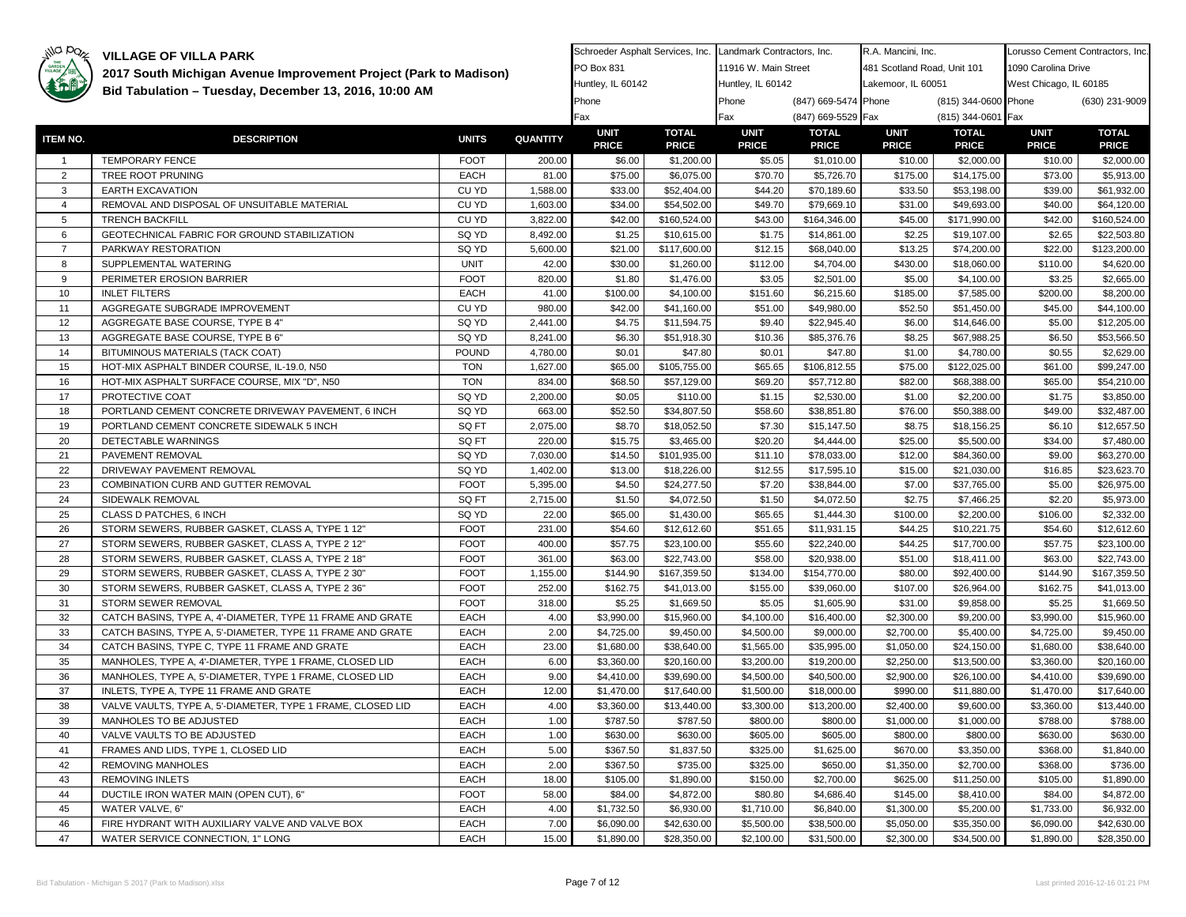# VILLAGE OF VILLA PARK

## 2017 South Michigan Avenue Improvement Project (Park to Madison)

### Bid Tabulation – Tuesday, December 13, 2016, 10:00 AM

| | | | | Schroeder Asphalt Services, Inc. | | Landmark Contractors, Inc. | | R.A. Mancini, Inc. | | Lorusso Cement Contractors, Inc. | |
|---|---|---|---|---|---|---|---|---|---|---|---|
| | | | | PO Box 831 | | 11916 W. Main Street | | 481 Scotland Road, Unit 101 | | 1090 Carolina Drive | |
| | | | | Huntley, IL 60142 | | Huntley, IL 60142 | | Lakemoor, IL 60051 | | West Chicago, IL 60185 | |
| | | | | Phone | | Phone | (847) 669-5474 | Phone | (815) 344-0600 | Phone | (630) 231-9009 |
| | | | | Fax | | Fax | (847) 669-5529 | Fax | (815) 344-0601 | Fax | |
| **ITEM NO.** | **DESCRIPTION** | **UNITS** | **QUANTITY** | **UNIT PRICE** | **TOTAL PRICE** | **UNIT PRICE** | **TOTAL PRICE** | **UNIT PRICE** | **TOTAL PRICE** | **UNIT PRICE** | **TOTAL PRICE** |
| 1 | TEMPORARY FENCE | FOOT | 200.00 | $6.00 | $1,200.00 | $5.05 | $1,010.00 | $10.00 | $2,000.00 | $10.00 | $2,000.00 |
| 2 | TREE ROOT PRUNING | EACH | 81.00 | $75.00 | $6,075.00 | $70.70 | $5,726.70 | $175.00 | $14,175.00 | $73.00 | $5,913.00 |
| 3 | EARTH EXCAVATION | CU YD | 1,588.00 | $33.00 | $52,404.00 | $44.20 | $70,189.60 | $33.50 | $53,198.00 | $39.00 | $61,932.00 |
| 4 | REMOVAL AND DISPOSAL OF UNSUITABLE MATERIAL | CU YD | 1,603.00 | $34.00 | $54,502.00 | $49.70 | $79,669.10 | $31.00 | $49,693.00 | $40.00 | $64,120.00 |
| 5 | TRENCH BACKFILL | CU YD | 3,822.00 | $42.00 | $160,524.00 | $43.00 | $164,346.00 | $45.00 | $171,990.00 | $42.00 | $160,524.00 |
| 6 | GEOTECHNICAL FABRIC FOR GROUND STABILIZATION | SQ YD | 8,492.00 | $1.25 | $10,615.00 | $1.75 | $14,861.00 | $2.25 | $19,107.00 | $2.65 | $22,503.80 |
| 7 | PARKWAY RESTORATION | SQ YD | 5,600.00 | $21.00 | $117,600.00 | $12.15 | $68,040.00 | $13.25 | $74,200.00 | $22.00 | $123,200.00 |
| 8 | SUPPLEMENTAL WATERING | UNIT | 42.00 | $30.00 | $1,260.00 | $112.00 | $4,704.00 | $430.00 | $18,060.00 | $110.00 | $4,620.00 |
| 9 | PERIMETER EROSION BARRIER | FOOT | 820.00 | $1.80 | $1,476.00 | $3.05 | $2,501.00 | $5.00 | $4,100.00 | $3.25 | $2,665.00 |
| 10 | INLET FILTERS | EACH | 41.00 | $100.00 | $4,100.00 | $151.60 | $6,215.60 | $185.00 | $7,585.00 | $200.00 | $8,200.00 |
| 11 | AGGREGATE SUBGRADE IMPROVEMENT | CU YD | 980.00 | $42.00 | $41,160.00 | $51.00 | $49,980.00 | $52.50 | $51,450.00 | $45.00 | $44,100.00 |
| 12 | AGGREGATE BASE COURSE, TYPE B 4" | SQ YD | 2,441.00 | $4.75 | $11,594.75 | $9.40 | $22,945.40 | $6.00 | $14,646.00 | $5.00 | $12,205.00 |
| 13 | AGGREGATE BASE COURSE, TYPE B 6" | SQ YD | 8,241.00 | $6.30 | $51,918.30 | $10.36 | $85,376.76 | $8.25 | $67,988.25 | $6.50 | $53,566.50 |
| 14 | BITUMINOUS MATERIALS (TACK COAT) | POUND | 4,780.00 | $0.01 | $47.80 | $0.01 | $47.80 | $1.00 | $4,780.00 | $0.55 | $2,629.00 |
| 15 | HOT-MIX ASPHALT BINDER COURSE, IL-19.0, N50 | TON | 1,627.00 | $65.00 | $105,755.00 | $65.65 | $106,812.55 | $75.00 | $122,025.00 | $61.00 | $99,247.00 |
| 16 | HOT-MIX ASPHALT SURFACE COURSE, MIX "D", N50 | TON | 834.00 | $68.50 | $57,129.00 | $69.20 | $57,712.80 | $82.00 | $68,388.00 | $65.00 | $54,210.00 |
| 17 | PROTECTIVE COAT | SQ YD | 2,200.00 | $0.05 | $110.00 | $1.15 | $2,530.00 | $1.00 | $2,200.00 | $1.75 | $3,850.00 |
| 18 | PORTLAND CEMENT CONCRETE DRIVEWAY PAVEMENT, 6 INCH | SQ YD | 663.00 | $52.50 | $34,807.50 | $58.60 | $38,851.80 | $76.00 | $50,388.00 | $49.00 | $32,487.00 |
| 19 | PORTLAND CEMENT CONCRETE SIDEWALK 5 INCH | SQ FT | 2,075.00 | $8.70 | $18,052.50 | $7.30 | $15,147.50 | $8.75 | $18,156.25 | $6.10 | $12,657.50 |
| 20 | DETECTABLE WARNINGS | SQ FT | 220.00 | $15.75 | $3,465.00 | $20.20 | $4,444.00 | $25.00 | $5,500.00 | $34.00 | $7,480.00 |
| 21 | PAVEMENT REMOVAL | SQ YD | 7,030.00 | $14.50 | $101,935.00 | $11.10 | $78,033.00 | $12.00 | $84,360.00 | $9.00 | $63,270.00 |
| 22 | DRIVEWAY PAVEMENT REMOVAL | SQ YD | 1,402.00 | $13.00 | $18,226.00 | $12.55 | $17,595.10 | $15.00 | $21,030.00 | $16.85 | $23,623.70 |
| 23 | COMBINATION CURB AND GUTTER REMOVAL | FOOT | 5,395.00 | $4.50 | $24,277.50 | $7.20 | $38,844.00 | $7.00 | $37,765.00 | $5.00 | $26,975.00 |
| 24 | SIDEWALK REMOVAL | SQ FT | 2,715.00 | $1.50 | $4,072.50 | $1.50 | $4,072.50 | $2.75 | $7,466.25 | $2.20 | $5,973.00 |
| 25 | CLASS D PATCHES, 6 INCH | SQ YD | 22.00 | $65.00 | $1,430.00 | $65.65 | $1,444.30 | $100.00 | $2,200.00 | $106.00 | $2,332.00 |
| 26 | STORM SEWERS, RUBBER GASKET, CLASS A, TYPE 1 12" | FOOT | 231.00 | $54.60 | $12,612.60 | $51.65 | $11,931.15 | $44.25 | $10,221.75 | $54.60 | $12,612.60 |
| 27 | STORM SEWERS, RUBBER GASKET, CLASS A, TYPE 2 12" | FOOT | 400.00 | $57.75 | $23,100.00 | $55.60 | $22,240.00 | $44.25 | $17,700.00 | $57.75 | $23,100.00 |
| 28 | STORM SEWERS, RUBBER GASKET, CLASS A, TYPE 2 18" | FOOT | 361.00 | $63.00 | $22,743.00 | $58.00 | $20,938.00 | $51.00 | $18,411.00 | $63.00 | $22,743.00 |
| 29 | STORM SEWERS, RUBBER GASKET, CLASS A, TYPE 2 30" | FOOT | 1,155.00 | $144.90 | $167,359.50 | $134.00 | $154,770.00 | $80.00 | $92,400.00 | $144.90 | $167,359.50 |
| 30 | STORM SEWERS, RUBBER GASKET, CLASS A, TYPE 2 36" | FOOT | 252.00 | $162.75 | $41,013.00 | $155.00 | $39,060.00 | $107.00 | $26,964.00 | $162.75 | $41,013.00 |
| 31 | STORM SEWER REMOVAL | FOOT | 318.00 | $5.25 | $1,669.50 | $5.05 | $1,605.90 | $31.00 | $9,858.00 | $5.25 | $1,669.50 |
| 32 | CATCH BASINS, TYPE A, 4'-DIAMETER, TYPE 11 FRAME AND GRATE | EACH | 4.00 | $3,990.00 | $15,960.00 | $4,100.00 | $16,400.00 | $2,300.00 | $9,200.00 | $3,990.00 | $15,960.00 |
| 33 | CATCH BASINS, TYPE A, 5'-DIAMETER, TYPE 11 FRAME AND GRATE | EACH | 2.00 | $4,725.00 | $9,450.00 | $4,500.00 | $9,000.00 | $2,700.00 | $5,400.00 | $4,725.00 | $9,450.00 |
| 34 | CATCH BASINS, TYPE C, TYPE 11 FRAME AND GRATE | EACH | 23.00 | $1,680.00 | $38,640.00 | $1,565.00 | $35,995.00 | $1,050.00 | $24,150.00 | $1,680.00 | $38,640.00 |
| 35 | MANHOLES, TYPE A, 4'-DIAMETER, TYPE 1 FRAME, CLOSED LID | EACH | 6.00 | $3,360.00 | $20,160.00 | $3,200.00 | $19,200.00 | $2,250.00 | $13,500.00 | $3,360.00 | $20,160.00 |
| 36 | MANHOLES, TYPE A, 5'-DIAMETER, TYPE 1 FRAME, CLOSED LID | EACH | 9.00 | $4,410.00 | $39,690.00 | $4,500.00 | $40,500.00 | $2,900.00 | $26,100.00 | $4,410.00 | $39,690.00 |
| 37 | INLETS, TYPE A, TYPE 11 FRAME AND GRATE | EACH | 12.00 | $1,470.00 | $17,640.00 | $1,500.00 | $18,000.00 | $990.00 | $11,880.00 | $1,470.00 | $17,640.00 |
| 38 | VALVE VAULTS, TYPE A, 5'-DIAMETER, TYPE 1 FRAME, CLOSED LID | EACH | 4.00 | $3,360.00 | $13,440.00 | $3,300.00 | $13,200.00 | $2,400.00 | $9,600.00 | $3,360.00 | $13,440.00 |
| 39 | MANHOLES TO BE ADJUSTED | EACH | 1.00 | $787.50 | $787.50 | $800.00 | $800.00 | $1,000.00 | $1,000.00 | $788.00 | $788.00 |
| 40 | VALVE VAULTS TO BE ADJUSTED | EACH | 1.00 | $630.00 | $630.00 | $605.00 | $605.00 | $800.00 | $800.00 | $630.00 | $630.00 |
| 41 | FRAMES AND LIDS, TYPE 1, CLOSED LID | EACH | 5.00 | $367.50 | $1,837.50 | $325.00 | $1,625.00 | $670.00 | $3,350.00 | $368.00 | $1,840.00 |
| 42 | REMOVING MANHOLES | EACH | 2.00 | $367.50 | $735.00 | $325.00 | $650.00 | $1,350.00 | $2,700.00 | $368.00 | $736.00 |
| 43 | REMOVING INLETS | EACH | 18.00 | $105.00 | $1,890.00 | $150.00 | $2,700.00 | $625.00 | $11,250.00 | $105.00 | $1,890.00 |
| 44 | DUCTILE IRON WATER MAIN (OPEN CUT), 6" | FOOT | 58.00 | $84.00 | $4,872.00 | $80.80 | $4,686.40 | $145.00 | $8,410.00 | $84.00 | $4,872.00 |
| 45 | WATER VALVE, 6" | EACH | 4.00 | $1,732.50 | $6,930.00 | $1,710.00 | $6,840.00 | $1,300.00 | $5,200.00 | $1,733.00 | $6,932.00 |
| 46 | FIRE HYDRANT WITH AUXILIARY VALVE AND VALVE BOX | EACH | 7.00 | $6,090.00 | $42,630.00 | $5,500.00 | $38,500.00 | $5,050.00 | $35,350.00 | $6,090.00 | $42,630.00 |
| 47 | WATER SERVICE CONNECTION, 1" LONG | EACH | 15.00 | $1,890.00 | $28,350.00 | $2,100.00 | $31,500.00 | $2,300.00 | $34,500.00 | $1,890.00 | $28,350.00 |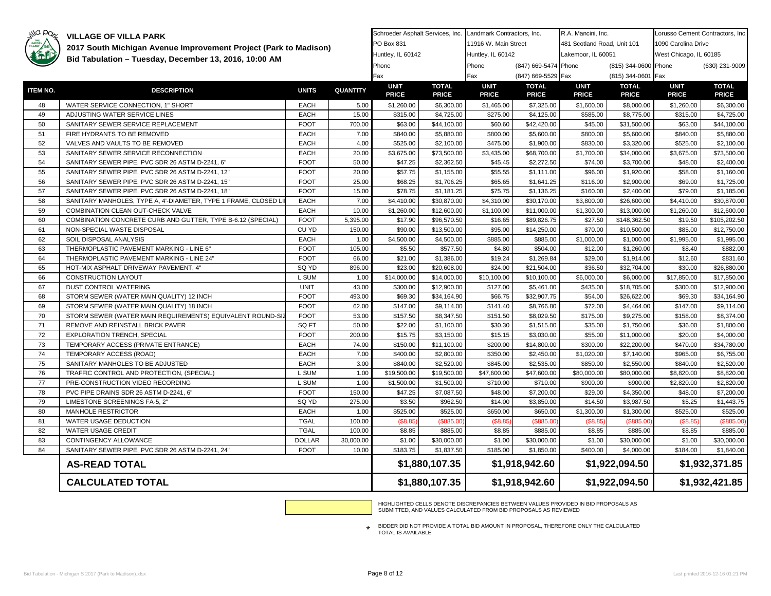# VILLAGE OF VILLA PARK

## 2017 South Michigan Avenue Improvement Project (Park to Madison)

### Bid Tabulation – Tuesday, December 13, 2016, 10:00 AM

| | | | | Schroeder Asphalt Services, Inc. | | Landmark Contractors, Inc. | | R.A. Mancini, Inc. | | Lorusso Cement Contractors, Inc. | |
|---|---|---|---|---|---|---|---|---|---|---|---|
| | | | | PO Box 831 | | 11916 W. Main Street | | 481 Scotland Road, Unit 101 | | 1090 Carolina Drive | |
| | | | | Huntley, IL 60142 | | Huntley, IL 60142 | | Lakemoor, IL 60051 | | West Chicago, IL 60185 | |
| | | | | Phone | | Phone | (847) 669-5474 | Phone | (815) 344-0600 | Phone | (630) 231-9009 |
| | | | | Fax | | Fax | (847) 669-5529 | Fax | (815) 344-0601 | Fax | |
| **ITEM NO.** | **DESCRIPTION** | **UNITS** | **QUANTITY** | **UNIT PRICE** | **TOTAL PRICE** | **UNIT PRICE** | **TOTAL PRICE** | **UNIT PRICE** | **TOTAL PRICE** | **UNIT PRICE** | **TOTAL PRICE** |
| 48 | WATER SERVICE CONNECTION, 1" SHORT | EACH | 5.00 | $1,260.00 | $6,300.00 | $1,465.00 | $7,325.00 | $1,600.00 | $8,000.00 | $1,260.00 | $6,300.00 |
| 49 | ADJUSTING WATER SERVICE LINES | EACH | 15.00 | $315.00 | $4,725.00 | $275.00 | $4,125.00 | $585.00 | $8,775.00 | $315.00 | $4,725.00 |
| 50 | SANITARY SEWER SERVICE REPLACEMENT | FOOT | 700.00 | $63.00 | $44,100.00 | $60.60 | $42,420.00 | $45.00 | $31,500.00 | $63.00 | $44,100.00 |
| 51 | FIRE HYDRANTS TO BE REMOVED | EACH | 7.00 | $840.00 | $5,880.00 | $800.00 | $5,600.00 | $800.00 | $5,600.00 | $840.00 | $5,880.00 |
| 52 | VALVES AND VAULTS TO BE REMOVED | EACH | 4.00 | $525.00 | $2,100.00 | $475.00 | $1,900.00 | $830.00 | $3,320.00 | $525.00 | $2,100.00 |
| 53 | SANITARY SEWER SERVICE RECONNECTION | EACH | 20.00 | $3,675.00 | $73,500.00 | $3,435.00 | $68,700.00 | $1,700.00 | $34,000.00 | $3,675.00 | $73,500.00 |
| 54 | SANITARY SEWER PIPE, PVC SDR 26 ASTM D-2241, 6" | FOOT | 50.00 | $47.25 | $2,362.50 | $45.45 | $2,272.50 | $74.00 | $3,700.00 | $48.00 | $2,400.00 |
| 55 | SANITARY SEWER PIPE, PVC SDR 26 ASTM D-2241, 12" | FOOT | 20.00 | $57.75 | $1,155.00 | $55.55 | $1,111.00 | $96.00 | $1,920.00 | $58.00 | $1,160.00 |
| 56 | SANITARY SEWER PIPE, PVC SDR 26 ASTM D-2241, 15" | FOOT | 25.00 | $68.25 | $1,706.25 | $65.65 | $1,641.25 | $116.00 | $2,900.00 | $69.00 | $1,725.00 |
| 57 | SANITARY SEWER PIPE, PVC SDR 26 ASTM D-2241, 18" | FOOT | 15.00 | $78.75 | $1,181.25 | $75.75 | $1,136.25 | $160.00 | $2,400.00 | $79.00 | $1,185.00 |
| 58 | SANITARY MANHOLES, TYPE A, 4'-DIAMETER, TYPE 1 FRAME, CLOSED LI | EACH | 7.00 | $4,410.00 | $30,870.00 | $4,310.00 | $30,170.00 | $3,800.00 | $26,600.00 | $4,410.00 | $30,870.00 |
| 59 | COMBINATION CLEAN OUT-CHECK VALVE | EACH | 10.00 | $1,260.00 | $12,600.00 | $1,100.00 | $11,000.00 | $1,300.00 | $13,000.00 | $1,260.00 | $12,600.00 |
| 60 | COMBINATION CONCRETE CURB AND GUTTER, TYPE B-6.12 (SPECIAL) | FOOT | 5,395.00 | $17.90 | $96,570.50 | $16.65 | $89,826.75 | $27.50 | $148,362.50 | $19.50 | $105,202.50 |
| 61 | NON-SPECIAL WASTE DISPOSAL | CU YD | 150.00 | $90.00 | $13,500.00 | $95.00 | $14,250.00 | $70.00 | $10,500.00 | $85.00 | $12,750.00 |
| 62 | SOIL DISPOSAL ANALYSIS | EACH | 1.00 | $4,500.00 | $4,500.00 | $885.00 | $885.00 | $1,000.00 | $1,000.00 | $1,995.00 | $1,995.00 |
| 63 | THERMOPLASTIC PAVEMENT MARKING - LINE 6" | FOOT | 105.00 | $5.50 | $577.50 | $4.80 | $504.00 | $12.00 | $1,260.00 | $8.40 | $882.00 |
| 64 | THERMOPLASTIC PAVEMENT MARKING - LINE 24" | FOOT | 66.00 | $21.00 | $1,386.00 | $19.24 | $1,269.84 | $29.00 | $1,914.00 | $12.60 | $831.60 |
| 65 | HOT-MIX ASPHALT DRIVEWAY PAVEMENT, 4" | SQ YD | 896.00 | $23.00 | $20,608.00 | $24.00 | $21,504.00 | $36.50 | $32,704.00 | $30.00 | $26,880.00 |
| 66 | CONSTRUCTION LAYOUT | L SUM | 1.00 | $14,000.00 | $14,000.00 | $10,100.00 | $10,100.00 | $6,000.00 | $6,000.00 | $17,850.00 | $17,850.00 |
| 67 | DUST CONTROL WATERING | UNIT | 43.00 | $300.00 | $12,900.00 | $127.00 | $5,461.00 | $435.00 | $18,705.00 | $300.00 | $12,900.00 |
| 68 | STORM SEWER (WATER MAIN QUALITY) 12 INCH | FOOT | 493.00 | $69.30 | $34,164.90 | $66.75 | $32,907.75 | $54.00 | $26,622.00 | $69.30 | $34,164.90 |
| 69 | STORM SEWER (WATER MAIN QUALITY) 18 INCH | FOOT | 62.00 | $147.00 | $9,114.00 | $141.40 | $8,766.80 | $72.00 | $4,464.00 | $147.00 | $9,114.00 |
| 70 | STORM SEWER (WATER MAIN REQUIREMENTS) EQUIVALENT ROUND-SIZ | FOOT | 53.00 | $157.50 | $8,347.50 | $151.50 | $8,029.50 | $175.00 | $9,275.00 | $158.00 | $8,374.00 |
| 71 | REMOVE AND REINSTALL BRICK PAVER | SQ FT | 50.00 | $22.00 | $1,100.00 | $30.30 | $1,515.00 | $35.00 | $1,750.00 | $36.00 | $1,800.00 |
| 72 | EXPLORATION TRENCH, SPECIAL | FOOT | 200.00 | $15.75 | $3,150.00 | $15.15 | $3,030.00 | $55.00 | $11,000.00 | $20.00 | $4,000.00 |
| 73 | TEMPORARY ACCESS (PRIVATE ENTRANCE) | EACH | 74.00 | $150.00 | $11,100.00 | $200.00 | $14,800.00 | $300.00 | $22,200.00 | $470.00 | $34,780.00 |
| 74 | TEMPORARY ACCESS (ROAD) | EACH | 7.00 | $400.00 | $2,800.00 | $350.00 | $2,450.00 | $1,020.00 | $7,140.00 | $965.00 | $6,755.00 |
| 75 | SANITARY MANHOLES TO BE ADJUSTED | EACH | 3.00 | $840.00 | $2,520.00 | $845.00 | $2,535.00 | $850.00 | $2,550.00 | $840.00 | $2,520.00 |
| 76 | TRAFFIC CONTROL AND PROTECTION, (SPECIAL) | L SUM | 1.00 | $19,500.00 | $19,500.00 | $47,600.00 | $47,600.00 | $80,000.00 | $80,000.00 | $8,820.00 | $8,820.00 |
| 77 | PRE-CONSTRUCTION VIDEO RECORDING | L SUM | 1.00 | $1,500.00 | $1,500.00 | $710.00 | $710.00 | $900.00 | $900.00 | $2,820.00 | $2,820.00 |
| 78 | PVC PIPE DRAINS SDR 26 ASTM D-2241, 6" | FOOT | 150.00 | $47.25 | $7,087.50 | $48.00 | $7,200.00 | $29.00 | $4,350.00 | $48.00 | $7,200.00 |
| 79 | LIMESTONE SCREENINGS FA-5, 2" | SQ YD | 275.00 | $3.50 | $962.50 | $14.00 | $3,850.00 | $14.50 | $3,987.50 | $5.25 | $1,443.75 |
| 80 | MANHOLE RESTRICTOR | EACH | 1.00 | $525.00 | $525.00 | $650.00 | $650.00 | $1,300.00 | $1,300.00 | $525.00 | $525.00 |
| 81 | WATER USAGE DEDUCTION | TGAL | 100.00 | ($8.85) | ($885.00) | ($8.85) | ($885.00) | ($8.85) | ($885.00) | ($8.85) | ($885.00) |
| 82 | WATER USAGE CREDIT | TGAL | 100.00 | $8.85 | $885.00 | $8.85 | $885.00 | $8.85 | $885.00 | $8.85 | $885.00 |
| 83 | CONTINGENCY ALLOWANCE | DOLLAR | 30,000.00 | $1.00 | $30,000.00 | $1.00 | $30,000.00 | $1.00 | $30,000.00 | $1.00 | $30,000.00 |
| 84 | SANITARY SEWER PIPE, PVC SDR 26 ASTM D-2241, 24" | FOOT | 10.00 | $183.75 | $1,837.50 | $185.00 | $1,850.00 | $400.00 | $4,000.00 | $184.00 | $1,840.00 |
| | **AS-READ TOTAL** | | | | **$1,880,107.35** | | **$1,918,942.60** | | **$1,922,094.50** | | **$1,932,371.85** |
| | **CALCULATED TOTAL** | | | | **$1,880,107.35** | | **$1,918,942.60** | | **$1,922,094.50** | | **$1,932,421.85** |

HIGHLIGHTED CELLS DENOTE DISCREPANCIES BETWEEN VALUES PROVIDED IN BID PROPOSALS AS SUBMITTED, AND VALUES CALCULATED FROM BID PROPOSALS AS REVIEWED

\* BIDDER DID NOT PROVIDE A TOTAL BID AMOUNT IN PROPOSAL, THEREFORE ONLY THE CALCULATED TOTAL IS AVAILABLE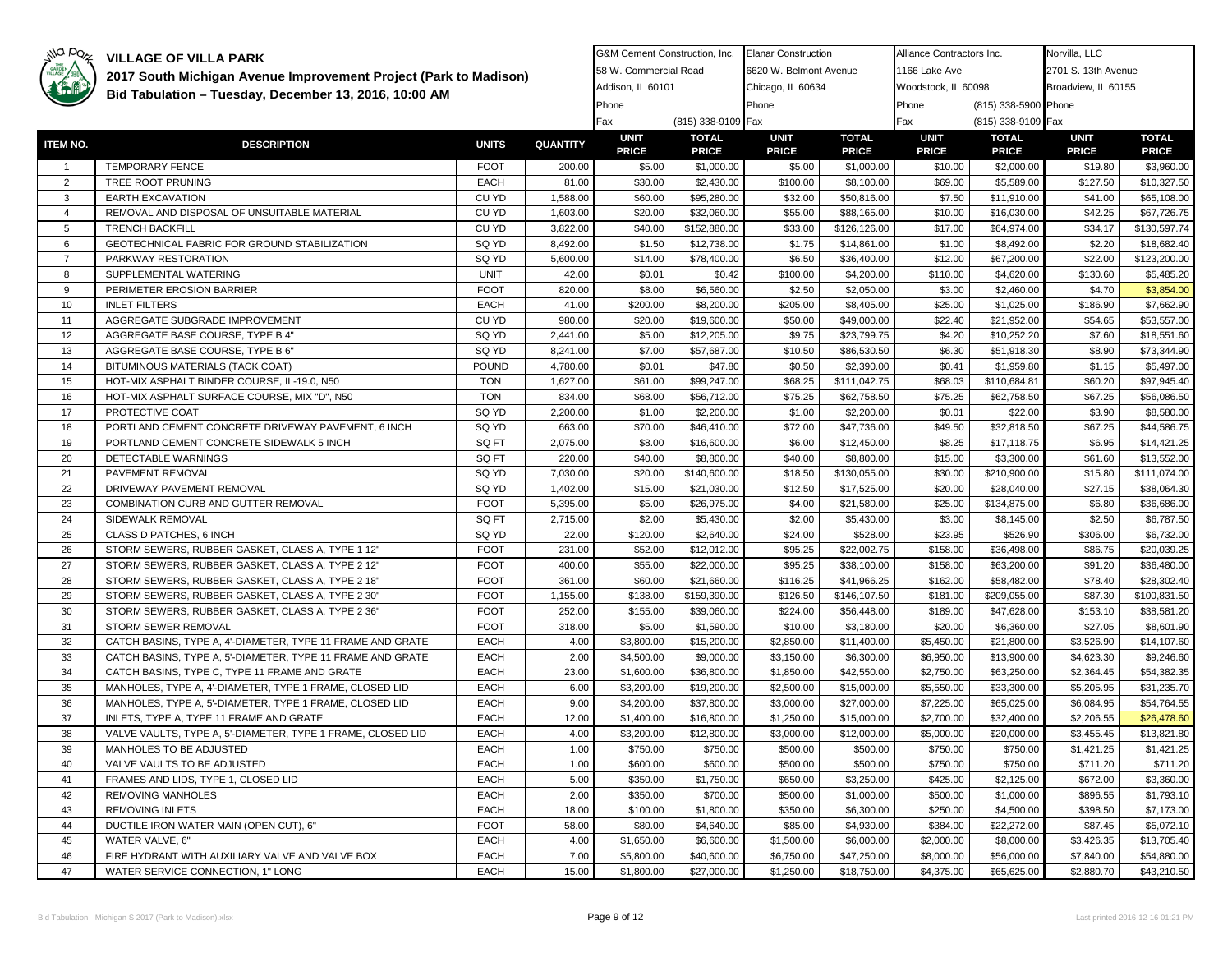# VILLAGE OF VILLA PARK

## 2017 South Michigan Avenue Improvement Project (Park to Madison)

### Bid Tabulation – Tuesday, December 13, 2016, 10:00 AM

| | | | | G&M Cement Construction, Inc. | | Elanar Construction | | Alliance Contractors Inc. | | Norvilla, LLC | |
|---|---|---|---|---|---|---|---|---|---|---|---|
| | | | | 58 W. Commercial Road | | 6620 W. Belmont Avenue | | 1166 Lake Ave | | 2701 S. 13th Avenue | |
| | | | | Addison, IL 60101 | | Chicago, IL 60634 | | Woodstock, IL 60098 | | Broadview, IL 60155 | |
| | | | | Phone | | Phone | | Phone | (815) 338-5900 | Phone | |
| | | | | Fax | (815) 338-9109 | Fax | | Fax | (815) 338-9109 | Fax | |
| **ITEM NO.** | **DESCRIPTION** | **UNITS** | **QUANTITY** | **UNIT PRICE** | **TOTAL PRICE** | **UNIT PRICE** | **TOTAL PRICE** | **UNIT PRICE** | **TOTAL PRICE** | **UNIT PRICE** | **TOTAL PRICE** |
| 1 | TEMPORARY FENCE | FOOT | 200.00 | $5.00 | $1,000.00 | $5.00 | $1,000.00 | $10.00 | $2,000.00 | $19.80 | $3,960.00 |
| 2 | TREE ROOT PRUNING | EACH | 81.00 | $30.00 | $2,430.00 | $100.00 | $8,100.00 | $69.00 | $5,589.00 | $127.50 | $10,327.50 |
| 3 | EARTH EXCAVATION | CU YD | 1,588.00 | $60.00 | $95,280.00 | $32.00 | $50,816.00 | $7.50 | $11,910.00 | $41.00 | $65,108.00 |
| 4 | REMOVAL AND DISPOSAL OF UNSUITABLE MATERIAL | CU YD | 1,603.00 | $20.00 | $32,060.00 | $55.00 | $88,165.00 | $10.00 | $16,030.00 | $42.25 | $67,726.75 |
| 5 | TRENCH BACKFILL | CU YD | 3,822.00 | $40.00 | $152,880.00 | $33.00 | $126,126.00 | $17.00 | $64,974.00 | $34.17 | $130,597.74 |
| 6 | GEOTECHNICAL FABRIC FOR GROUND STABILIZATION | SQ YD | 8,492.00 | $1.50 | $12,738.00 | $1.75 | $14,861.00 | $1.00 | $8,492.00 | $2.20 | $18,682.40 |
| 7 | PARKWAY RESTORATION | SQ YD | 5,600.00 | $14.00 | $78,400.00 | $6.50 | $36,400.00 | $12.00 | $67,200.00 | $22.00 | $123,200.00 |
| 8 | SUPPLEMENTAL WATERING | UNIT | 42.00 | $0.01 | $0.42 | $100.00 | $4,200.00 | $110.00 | $4,620.00 | $130.60 | $5,485.20 |
| 9 | PERIMETER EROSION BARRIER | FOOT | 820.00 | $8.00 | $6,560.00 | $2.50 | $2,050.00 | $3.00 | $2,460.00 | $4.70 | $3,854.00 |
| 10 | INLET FILTERS | EACH | 41.00 | $200.00 | $8,200.00 | $205.00 | $8,405.00 | $25.00 | $1,025.00 | $186.90 | $7,662.90 |
| 11 | AGGREGATE SUBGRADE IMPROVEMENT | CU YD | 980.00 | $20.00 | $19,600.00 | $50.00 | $49,000.00 | $22.40 | $21,952.00 | $54.65 | $53,557.00 |
| 12 | AGGREGATE BASE COURSE, TYPE B 4" | SQ YD | 2,441.00 | $5.00 | $12,205.00 | $9.75 | $23,799.75 | $4.20 | $10,252.20 | $7.60 | $18,551.60 |
| 13 | AGGREGATE BASE COURSE, TYPE B 6" | SQ YD | 8,241.00 | $7.00 | $57,687.00 | $10.50 | $86,530.50 | $6.30 | $51,918.30 | $8.90 | $73,344.90 |
| 14 | BITUMINOUS MATERIALS (TACK COAT) | POUND | 4,780.00 | $0.01 | $47.80 | $0.50 | $2,390.00 | $0.41 | $1,959.80 | $1.15 | $5,497.00 |
| 15 | HOT-MIX ASPHALT BINDER COURSE, IL-19.0, N50 | TON | 1,627.00 | $61.00 | $99,247.00 | $68.25 | $111,042.75 | $68.03 | $110,684.81 | $60.20 | $97,945.40 |
| 16 | HOT-MIX ASPHALT SURFACE COURSE, MIX "D", N50 | TON | 834.00 | $68.00 | $56,712.00 | $75.25 | $62,758.50 | $75.25 | $62,758.50 | $67.25 | $56,086.50 |
| 17 | PROTECTIVE COAT | SQ YD | 2,200.00 | $1.00 | $2,200.00 | $1.00 | $2,200.00 | $0.01 | $22.00 | $3.90 | $8,580.00 |
| 18 | PORTLAND CEMENT CONCRETE DRIVEWAY PAVEMENT, 6 INCH | SQ YD | 663.00 | $70.00 | $46,410.00 | $72.00 | $47,736.00 | $49.50 | $32,818.50 | $67.25 | $44,586.75 |
| 19 | PORTLAND CEMENT CONCRETE SIDEWALK 5 INCH | SQ FT | 2,075.00 | $8.00 | $16,600.00 | $6.00 | $12,450.00 | $8.25 | $17,118.75 | $6.95 | $14,421.25 |
| 20 | DETECTABLE WARNINGS | SQ FT | 220.00 | $40.00 | $8,800.00 | $40.00 | $8,800.00 | $15.00 | $3,300.00 | $61.60 | $13,552.00 |
| 21 | PAVEMENT REMOVAL | SQ YD | 7,030.00 | $20.00 | $140,600.00 | $18.50 | $130,055.00 | $30.00 | $210,900.00 | $15.80 | $111,074.00 |
| 22 | DRIVEWAY PAVEMENT REMOVAL | SQ YD | 1,402.00 | $15.00 | $21,030.00 | $12.50 | $17,525.00 | $20.00 | $28,040.00 | $27.15 | $38,064.30 |
| 23 | COMBINATION CURB AND GUTTER REMOVAL | FOOT | 5,395.00 | $5.00 | $26,975.00 | $4.00 | $21,580.00 | $25.00 | $134,875.00 | $6.80 | $36,686.00 |
| 24 | SIDEWALK REMOVAL | SQ FT | 2,715.00 | $2.00 | $5,430.00 | $2.00 | $5,430.00 | $3.00 | $8,145.00 | $2.50 | $6,787.50 |
| 25 | CLASS D PATCHES, 6 INCH | SQ YD | 22.00 | $120.00 | $2,640.00 | $24.00 | $528.00 | $23.95 | $526.90 | $306.00 | $6,732.00 |
| 26 | STORM SEWERS, RUBBER GASKET, CLASS A, TYPE 1 12" | FOOT | 231.00 | $52.00 | $12,012.00 | $95.25 | $22,002.75 | $158.00 | $36,498.00 | $86.75 | $20,039.25 |
| 27 | STORM SEWERS, RUBBER GASKET, CLASS A, TYPE 2 12" | FOOT | 400.00 | $55.00 | $22,000.00 | $95.25 | $38,100.00 | $158.00 | $63,200.00 | $91.20 | $36,480.00 |
| 28 | STORM SEWERS, RUBBER GASKET, CLASS A, TYPE 2 18" | FOOT | 361.00 | $60.00 | $21,660.00 | $116.25 | $41,966.25 | $162.00 | $58,482.00 | $78.40 | $28,302.40 |
| 29 | STORM SEWERS, RUBBER GASKET, CLASS A, TYPE 2 30" | FOOT | 1,155.00 | $138.00 | $159,390.00 | $126.50 | $146,107.50 | $181.00 | $209,055.00 | $87.30 | $100,831.50 |
| 30 | STORM SEWERS, RUBBER GASKET, CLASS A, TYPE 2 36" | FOOT | 252.00 | $155.00 | $39,060.00 | $224.00 | $56,448.00 | $189.00 | $47,628.00 | $153.10 | $38,581.20 |
| 31 | STORM SEWER REMOVAL | FOOT | 318.00 | $5.00 | $1,590.00 | $10.00 | $3,180.00 | $20.00 | $6,360.00 | $27.05 | $8,601.90 |
| 32 | CATCH BASINS, TYPE A, 4'-DIAMETER, TYPE 11 FRAME AND GRATE | EACH | 4.00 | $3,800.00 | $15,200.00 | $2,850.00 | $11,400.00 | $5,450.00 | $21,800.00 | $3,526.90 | $14,107.60 |
| 33 | CATCH BASINS, TYPE A, 5'-DIAMETER, TYPE 11 FRAME AND GRATE | EACH | 2.00 | $4,500.00 | $9,000.00 | $3,150.00 | $6,300.00 | $6,950.00 | $13,900.00 | $4,623.30 | $9,246.60 |
| 34 | CATCH BASINS, TYPE C, TYPE 11 FRAME AND GRATE | EACH | 23.00 | $1,600.00 | $36,800.00 | $1,850.00 | $42,550.00 | $2,750.00 | $63,250.00 | $2,364.45 | $54,382.35 |
| 35 | MANHOLES, TYPE A, 4'-DIAMETER, TYPE 1 FRAME, CLOSED LID | EACH | 6.00 | $3,200.00 | $19,200.00 | $2,500.00 | $15,000.00 | $5,550.00 | $33,300.00 | $5,205.95 | $31,235.70 |
| 36 | MANHOLES, TYPE A, 5'-DIAMETER, TYPE 1 FRAME, CLOSED LID | EACH | 9.00 | $4,200.00 | $37,800.00 | $3,000.00 | $27,000.00 | $7,225.00 | $65,025.00 | $6,084.95 | $54,764.55 |
| 37 | INLETS, TYPE A, TYPE 11 FRAME AND GRATE | EACH | 12.00 | $1,400.00 | $16,800.00 | $1,250.00 | $15,000.00 | $2,700.00 | $32,400.00 | $2,206.55 | $26,478.60 |
| 38 | VALVE VAULTS, TYPE A, 5'-DIAMETER, TYPE 1 FRAME, CLOSED LID | EACH | 4.00 | $3,200.00 | $12,800.00 | $3,000.00 | $12,000.00 | $5,000.00 | $20,000.00 | $3,455.45 | $13,821.80 |
| 39 | MANHOLES TO BE ADJUSTED | EACH | 1.00 | $750.00 | $750.00 | $500.00 | $500.00 | $750.00 | $750.00 | $1,421.25 | $1,421.25 |
| 40 | VALVE VAULTS TO BE ADJUSTED | EACH | 1.00 | $600.00 | $600.00 | $500.00 | $500.00 | $750.00 | $750.00 | $711.20 | $711.20 |
| 41 | FRAMES AND LIDS, TYPE 1, CLOSED LID | EACH | 5.00 | $350.00 | $1,750.00 | $650.00 | $3,250.00 | $425.00 | $2,125.00 | $672.00 | $3,360.00 |
| 42 | REMOVING MANHOLES | EACH | 2.00 | $350.00 | $700.00 | $500.00 | $1,000.00 | $500.00 | $1,000.00 | $896.55 | $1,793.10 |
| 43 | REMOVING INLETS | EACH | 18.00 | $100.00 | $1,800.00 | $350.00 | $6,300.00 | $250.00 | $4,500.00 | $398.50 | $7,173.00 |
| 44 | DUCTILE IRON WATER MAIN (OPEN CUT), 6" | FOOT | 58.00 | $80.00 | $4,640.00 | $85.00 | $4,930.00 | $384.00 | $22,272.00 | $87.45 | $5,072.10 |
| 45 | WATER VALVE, 6" | EACH | 4.00 | $1,650.00 | $6,600.00 | $1,500.00 | $6,000.00 | $2,000.00 | $8,000.00 | $3,426.35 | $13,705.40 |
| 46 | FIRE HYDRANT WITH AUXILIARY VALVE AND VALVE BOX | EACH | 7.00 | $5,800.00 | $40,600.00 | $6,750.00 | $47,250.00 | $8,000.00 | $56,000.00 | $7,840.00 | $54,880.00 |
| 47 | WATER SERVICE CONNECTION, 1" LONG | EACH | 15.00 | $1,800.00 | $27,000.00 | $1,250.00 | $18,750.00 | $4,375.00 | $65,625.00 | $2,880.70 | $43,210.50 |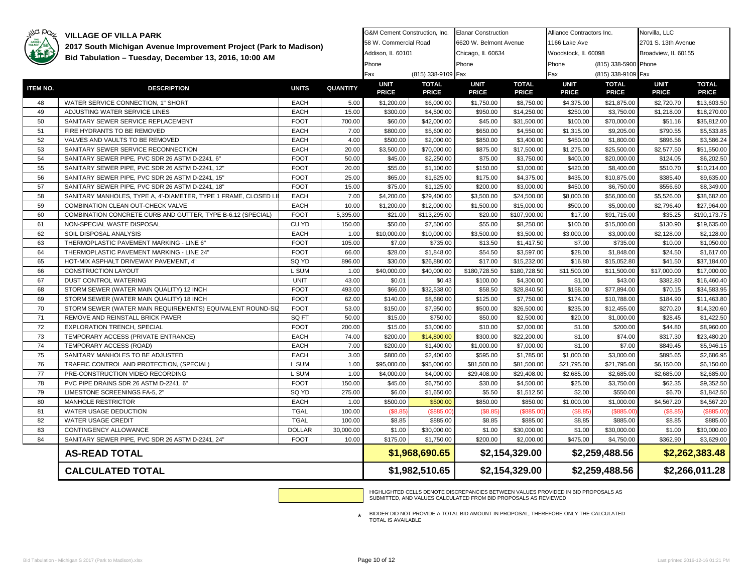# VILLAGE OF VILLA PARK

## 2017 South Michigan Avenue Improvement Project (Park to Madison)

### Bid Tabulation – Tuesday, December 13, 2016, 10:00 AM

| | | | | G&M Cement Construction, Inc. | | Elanar Construction | | Alliance Contractors Inc. | | Norvilla, LLC | |
|---|---|---|---|---|---|---|---|---|---|---|---|
| | | | | 58 W. Commercial Road | | 6620 W. Belmont Avenue | | 1166 Lake Ave | | 2701 S. 13th Avenue | |
| | | | | Addison, IL 60101 | | Chicago, IL 60634 | | Woodstock, IL 60098 | | Broadview, IL 60155 | |
| | | | | Phone | | Phone | | Phone | (815) 338-5900 | Phone | |
| | | | | Fax | (815) 338-9109 | Fax | | Fax | (815) 338-9109 | Fax | |
| **ITEM NO.** | **DESCRIPTION** | **UNITS** | **QUANTITY** | **UNIT PRICE** | **TOTAL PRICE** | **UNIT PRICE** | **TOTAL PRICE** | **UNIT PRICE** | **TOTAL PRICE** | **UNIT PRICE** | **TOTAL PRICE** |
| 48 | WATER SERVICE CONNECTION, 1" SHORT | EACH | 5.00 | $1,200.00 | $6,000.00 | $1,750.00 | $8,750.00 | $4,375.00 | $21,875.00 | $2,720.70 | $13,603.50 |
| 49 | ADJUSTING WATER SERVICE LINES | EACH | 15.00 | $300.00 | $4,500.00 | $950.00 | $14,250.00 | $250.00 | $3,750.00 | $1,218.00 | $18,270.00 |
| 50 | SANITARY SEWER SERVICE REPLACEMENT | FOOT | 700.00 | $60.00 | $42,000.00 | $45.00 | $31,500.00 | $100.00 | $70,000.00 | $51.16 | $35,812.00 |
| 51 | FIRE HYDRANTS TO BE REMOVED | EACH | 7.00 | $800.00 | $5,600.00 | $650.00 | $4,550.00 | $1,315.00 | $9,205.00 | $790.55 | $5,533.85 |
| 52 | VALVES AND VAULTS TO BE REMOVED | EACH | 4.00 | $500.00 | $2,000.00 | $850.00 | $3,400.00 | $450.00 | $1,800.00 | $896.56 | $3,586.24 |
| 53 | SANITARY SEWER SERVICE RECONNECTION | EACH | 20.00 | $3,500.00 | $70,000.00 | $875.00 | $17,500.00 | $1,275.00 | $25,500.00 | $2,577.50 | $51,550.00 |
| 54 | SANITARY SEWER PIPE, PVC SDR 26 ASTM D-2241, 6" | FOOT | 50.00 | $45.00 | $2,250.00 | $75.00 | $3,750.00 | $400.00 | $20,000.00 | $124.05 | $6,202.50 |
| 55 | SANITARY SEWER PIPE, PVC SDR 26 ASTM D-2241, 12" | FOOT | 20.00 | $55.00 | $1,100.00 | $150.00 | $3,000.00 | $420.00 | $8,400.00 | $510.70 | $10,214.00 |
| 56 | SANITARY SEWER PIPE, PVC SDR 26 ASTM D-2241, 15" | FOOT | 25.00 | $65.00 | $1,625.00 | $175.00 | $4,375.00 | $435.00 | $10,875.00 | $385.40 | $9,635.00 |
| 57 | SANITARY SEWER PIPE, PVC SDR 26 ASTM D-2241, 18" | FOOT | 15.00 | $75.00 | $1,125.00 | $200.00 | $3,000.00 | $450.00 | $6,750.00 | $556.60 | $8,349.00 |
| 58 | SANITARY MANHOLES, TYPE A, 4'-DIAMETER, TYPE 1 FRAME, CLOSED LI | EACH | 7.00 | $4,200.00 | $29,400.00 | $3,500.00 | $24,500.00 | $8,000.00 | $56,000.00 | $5,526.00 | $38,682.00 |
| 59 | COMBINATION CLEAN OUT-CHECK VALVE | EACH | 10.00 | $1,200.00 | $12,000.00 | $1,500.00 | $15,000.00 | $500.00 | $5,000.00 | $2,796.40 | $27,964.00 |
| 60 | COMBINATION CONCRETE CURB AND GUTTER, TYPE B-6.12 (SPECIAL) | FOOT | 5,395.00 | $21.00 | $113,295.00 | $20.00 | $107,900.00 | $17.00 | $91,715.00 | $35.25 | $190,173.75 |
| 61 | NON-SPECIAL WASTE DISPOSAL | CU YD | 150.00 | $50.00 | $7,500.00 | $55.00 | $8,250.00 | $100.00 | $15,000.00 | $130.90 | $19,635.00 |
| 62 | SOIL DISPOSAL ANALYSIS | EACH | 1.00 | $10,000.00 | $10,000.00 | $3,500.00 | $3,500.00 | $3,000.00 | $3,000.00 | $2,128.00 | $2,128.00 |
| 63 | THERMOPLASTIC PAVEMENT MARKING - LINE 6" | FOOT | 105.00 | $7.00 | $735.00 | $13.50 | $1,417.50 | $7.00 | $735.00 | $10.00 | $1,050.00 |
| 64 | THERMOPLASTIC PAVEMENT MARKING - LINE 24" | FOOT | 66.00 | $28.00 | $1,848.00 | $54.50 | $3,597.00 | $28.00 | $1,848.00 | $24.50 | $1,617.00 |
| 65 | HOT-MIX ASPHALT DRIVEWAY PAVEMENT, 4" | SQ YD | 896.00 | $30.00 | $26,880.00 | $17.00 | $15,232.00 | $16.80 | $15,052.80 | $41.50 | $37,184.00 |
| 66 | CONSTRUCTION LAYOUT | L SUM | 1.00 | $40,000.00 | $40,000.00 | $180,728.50 | $180,728.50 | $11,500.00 | $11,500.00 | $17,000.00 | $17,000.00 |
| 67 | DUST CONTROL WATERING | UNIT | 43.00 | $0.01 | $0.43 | $100.00 | $4,300.00 | $1.00 | $43.00 | $382.80 | $16,460.40 |
| 68 | STORM SEWER (WATER MAIN QUALITY) 12 INCH | FOOT | 493.00 | $66.00 | $32,538.00 | $58.50 | $28,840.50 | $158.00 | $77,894.00 | $70.15 | $34,583.95 |
| 69 | STORM SEWER (WATER MAIN QUALITY) 18 INCH | FOOT | 62.00 | $140.00 | $8,680.00 | $125.00 | $7,750.00 | $174.00 | $10,788.00 | $184.90 | $11,463.80 |
| 70 | STORM SEWER (WATER MAIN REQUIREMENTS) EQUIVALENT ROUND-SIZ | FOOT | 53.00 | $150.00 | $7,950.00 | $500.00 | $26,500.00 | $235.00 | $12,455.00 | $270.20 | $14,320.60 |
| 71 | REMOVE AND REINSTALL BRICK PAVER | SQ FT | 50.00 | $15.00 | $750.00 | $50.00 | $2,500.00 | $20.00 | $1,000.00 | $28.45 | $1,422.50 |
| 72 | EXPLORATION TRENCH, SPECIAL | FOOT | 200.00 | $15.00 | $3,000.00 | $10.00 | $2,000.00 | $1.00 | $200.00 | $44.80 | $8,960.00 |
| 73 | TEMPORARY ACCESS (PRIVATE ENTRANCE) | EACH | 74.00 | $200.00 | $14,800.00 | $300.00 | $22,200.00 | $1.00 | $74.00 | $317.30 | $23,480.20 |
| 74 | TEMPORARY ACCESS (ROAD) | EACH | 7.00 | $200.00 | $1,400.00 | $1,000.00 | $7,000.00 | $1.00 | $7.00 | $849.45 | $5,946.15 |
| 75 | SANITARY MANHOLES TO BE ADJUSTED | EACH | 3.00 | $800.00 | $2,400.00 | $595.00 | $1,785.00 | $1,000.00 | $3,000.00 | $895.65 | $2,686.95 |
| 76 | TRAFFIC CONTROL AND PROTECTION, (SPECIAL) | L SUM | 1.00 | $95,000.00 | $95,000.00 | $81,500.00 | $81,500.00 | $21,795.00 | $21,795.00 | $6,150.00 | $6,150.00 |
| 77 | PRE-CONSTRUCTION VIDEO RECORDING | L SUM | 1.00 | $4,000.00 | $4,000.00 | $29,408.00 | $29,408.00 | $2,685.00 | $2,685.00 | $2,685.00 | $2,685.00 |
| 78 | PVC PIPE DRAINS SDR 26 ASTM D-2241, 6" | FOOT | 150.00 | $45.00 | $6,750.00 | $30.00 | $4,500.00 | $25.00 | $3,750.00 | $62.35 | $9,352.50 |
| 79 | LIMESTONE SCREENINGS FA-5, 2" | SQ YD | 275.00 | $6.00 | $1,650.00 | $5.50 | $1,512.50 | $2.00 | $550.00 | $6.70 | $1,842.50 |
| 80 | MANHOLE RESTRICTOR | EACH | 1.00 | $500.00 | $500.00 | $850.00 | $850.00 | $1,000.00 | $1,000.00 | $4,567.20 | $4,567.20 |
| 81 | WATER USAGE DEDUCTION | TGAL | 100.00 | ($8.85) | ($885.00) | ($8.85) | ($885.00) | ($8.85) | ($885.00) | ($8.85) | ($885.00) |
| 82 | WATER USAGE CREDIT | TGAL | 100.00 | $8.85 | $885.00 | $8.85 | $885.00 | $8.85 | $885.00 | $8.85 | $885.00 |
| 83 | CONTINGENCY ALLOWANCE | DOLLAR | 30,000.00 | $1.00 | $30,000.00 | $1.00 | $30,000.00 | $1.00 | $30,000.00 | $1.00 | $30,000.00 |
| 84 | SANITARY SEWER PIPE, PVC SDR 26 ASTM D-2241, 24" | FOOT | 10.00 | $175.00 | $1,750.00 | $200.00 | $2,000.00 | $475.00 | $4,750.00 | $362.90 | $3,629.00 |
| | **AS-READ TOTAL** | | | | **$1,968,690.65** | | **$2,154,329.00** | | **$2,259,488.56** | | **$2,262,383.48** |
| | **CALCULATED TOTAL** | | | | **$1,982,510.65** | | **$2,154,329.00** | | **$2,259,488.56** | | **$2,266,011.28** |

HIGHLIGHTED CELLS DENOTE DISCREPANCIES BETWEEN VALUES PROVIDED IN BID PROPOSALS AS SUBMITTED, AND VALUES CALCULATED FROM BID PROPOSALS AS REVIEWED

* BIDDER DID NOT PROVIDE A TOTAL BID AMOUNT IN PROPOSAL, THEREFORE ONLY THE CALCULATED TOTAL IS AVAILABLE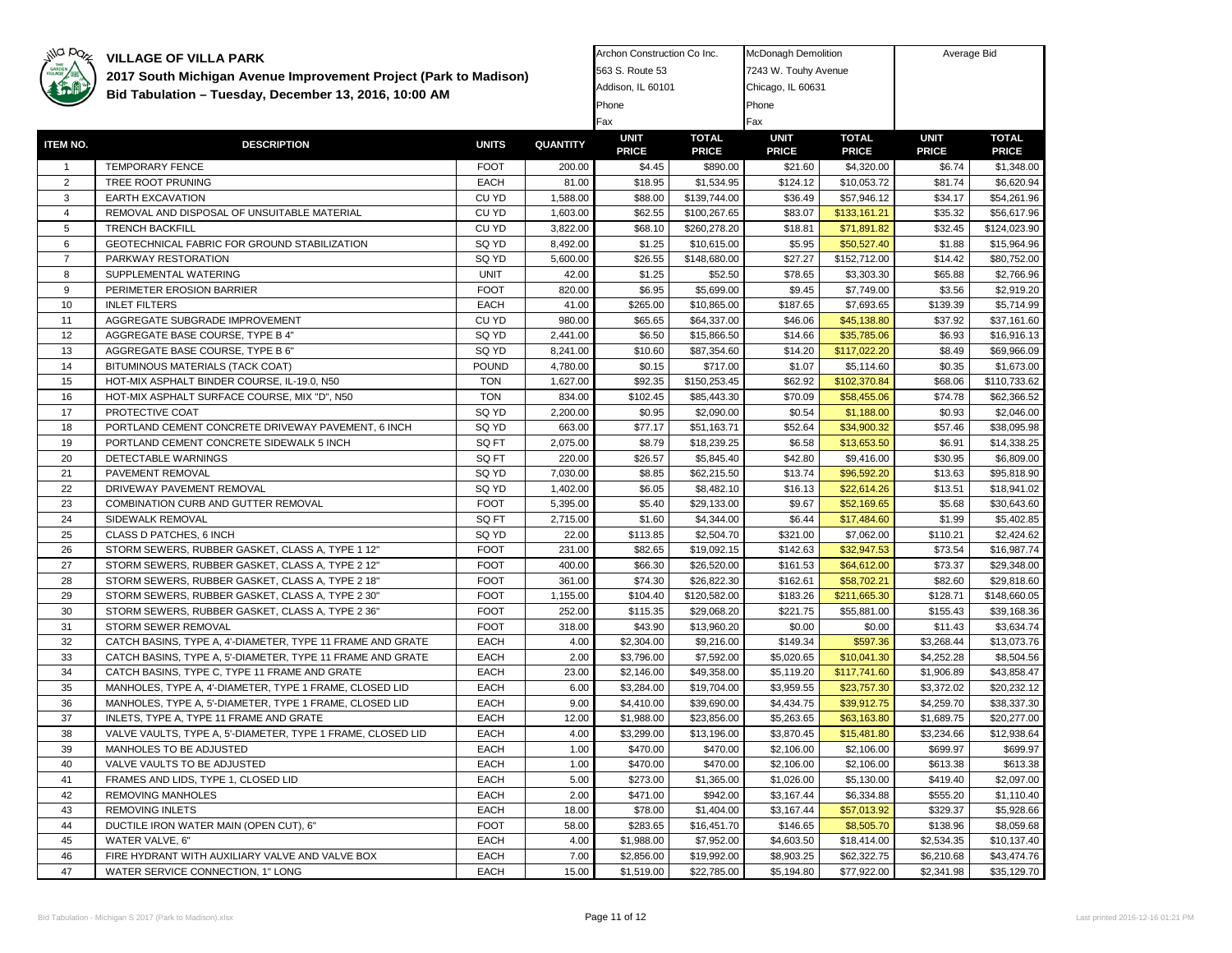# VILLAGE OF VILLA PARK

## 2017 South Michigan Avenue Improvement Project (Park to Madison)

## Bid Tabulation – Tuesday, December 13, 2016, 10:00 AM

| | | | | Archon Construction Co Inc. 563 S. Route 53 Addison, IL 60101 Phone Fax | | McDonagh Demolition 7243 W. Touhy Avenue Chicago, IL 60631 Phone Fax | | Average Bid | |
|---|---|---|---|---|---|---|---|---|---|
| ITEM NO. | DESCRIPTION | UNITS | QUANTITY | UNIT PRICE | TOTAL PRICE | UNIT PRICE | TOTAL PRICE | UNIT PRICE | TOTAL PRICE |
| 1 | TEMPORARY FENCE | FOOT | 200.00 | $4.45 | $890.00 | $21.60 | $4,320.00 | $6.74 | $1,348.00 |
| 2 | TREE ROOT PRUNING | EACH | 81.00 | $18.95 | $1,534.95 | $124.12 | $10,053.72 | $81.74 | $6,620.94 |
| 3 | EARTH EXCAVATION | CU YD | 1,588.00 | $88.00 | $139,744.00 | $36.49 | $57,946.12 | $34.17 | $54,261.96 |
| 4 | REMOVAL AND DISPOSAL OF UNSUITABLE MATERIAL | CU YD | 1,603.00 | $62.55 | $100,267.65 | $83.07 | $133,161.21 | $35.32 | $56,617.96 |
| 5 | TRENCH BACKFILL | CU YD | 3,822.00 | $68.10 | $260,278.20 | $18.81 | $71,891.82 | $32.45 | $124,023.90 |
| 6 | GEOTECHNICAL FABRIC FOR GROUND STABILIZATION | SQ YD | 8,492.00 | $1.25 | $10,615.00 | $5.95 | $50,527.40 | $1.88 | $15,964.96 |
| 7 | PARKWAY RESTORATION | SQ YD | 5,600.00 | $26.55 | $148,680.00 | $27.27 | $152,712.00 | $14.42 | $80,752.00 |
| 8 | SUPPLEMENTAL WATERING | UNIT | 42.00 | $1.25 | $52.50 | $78.65 | $3,303.30 | $65.88 | $2,766.96 |
| 9 | PERIMETER EROSION BARRIER | FOOT | 820.00 | $6.95 | $5,699.00 | $9.45 | $7,749.00 | $3.56 | $2,919.20 |
| 10 | INLET FILTERS | EACH | 41.00 | $265.00 | $10,865.00 | $187.65 | $7,693.65 | $139.39 | $5,714.99 |
| 11 | AGGREGATE SUBGRADE IMPROVEMENT | CU YD | 980.00 | $65.65 | $64,337.00 | $46.06 | $45,138.80 | $37.92 | $37,161.60 |
| 12 | AGGREGATE BASE COURSE, TYPE B 4" | SQ YD | 2,441.00 | $6.50 | $15,866.50 | $14.66 | $35,785.06 | $6.93 | $16,916.13 |
| 13 | AGGREGATE BASE COURSE, TYPE B 6" | SQ YD | 8,241.00 | $10.60 | $87,354.60 | $14.20 | $117,022.20 | $8.49 | $69,966.09 |
| 14 | BITUMINOUS MATERIALS (TACK COAT) | POUND | 4,780.00 | $0.15 | $717.00 | $1.07 | $5,114.60 | $0.35 | $1,673.00 |
| 15 | HOT-MIX ASPHALT BINDER COURSE, IL-19.0, N50 | TON | 1,627.00 | $92.35 | $150,253.45 | $62.92 | $102,370.84 | $68.06 | $110,733.62 |
| 16 | HOT-MIX ASPHALT SURFACE COURSE, MIX "D", N50 | TON | 834.00 | $102.45 | $85,443.30 | $70.09 | $58,455.06 | $74.78 | $62,366.52 |
| 17 | PROTECTIVE COAT | SQ YD | 2,200.00 | $0.95 | $2,090.00 | $0.54 | $1,188.00 | $0.93 | $2,046.00 |
| 18 | PORTLAND CEMENT CONCRETE DRIVEWAY PAVEMENT, 6 INCH | SQ YD | 663.00 | $77.17 | $51,163.71 | $52.64 | $34,900.32 | $57.46 | $38,095.98 |
| 19 | PORTLAND CEMENT CONCRETE SIDEWALK 5 INCH | SQ FT | 2,075.00 | $8.79 | $18,239.25 | $6.58 | $13,653.50 | $6.91 | $14,338.25 |
| 20 | DETECTABLE WARNINGS | SQ FT | 220.00 | $26.57 | $5,845.40 | $42.80 | $9,416.00 | $30.95 | $6,809.00 |
| 21 | PAVEMENT REMOVAL | SQ YD | 7,030.00 | $8.85 | $62,215.50 | $13.74 | $96,592.20 | $13.63 | $95,818.90 |
| 22 | DRIVEWAY PAVEMENT REMOVAL | SQ YD | 1,402.00 | $6.05 | $8,482.10 | $16.13 | $22,614.26 | $13.51 | $18,941.02 |
| 23 | COMBINATION CURB AND GUTTER REMOVAL | FOOT | 5,395.00 | $5.40 | $29,133.00 | $9.67 | $52,169.65 | $5.68 | $30,643.60 |
| 24 | SIDEWALK REMOVAL | SQ FT | 2,715.00 | $1.60 | $4,344.00 | $6.44 | $17,484.60 | $1.99 | $5,402.85 |
| 25 | CLASS D PATCHES, 6 INCH | SQ YD | 22.00 | $113.85 | $2,504.70 | $321.00 | $7,062.00 | $110.21 | $2,424.62 |
| 26 | STORM SEWERS, RUBBER GASKET, CLASS A, TYPE 1 12" | FOOT | 231.00 | $82.65 | $19,092.15 | $142.63 | $32,947.53 | $73.54 | $16,987.74 |
| 27 | STORM SEWERS, RUBBER GASKET, CLASS A, TYPE 2 12" | FOOT | 400.00 | $66.30 | $26,520.00 | $161.53 | $64,612.00 | $73.37 | $29,348.00 |
| 28 | STORM SEWERS, RUBBER GASKET, CLASS A, TYPE 2 18" | FOOT | 361.00 | $74.30 | $26,822.30 | $162.61 | $58,702.21 | $82.60 | $29,818.60 |
| 29 | STORM SEWERS, RUBBER GASKET, CLASS A, TYPE 2 30" | FOOT | 1,155.00 | $104.40 | $120,582.00 | $183.26 | $211,665.30 | $128.71 | $148,660.05 |
| 30 | STORM SEWERS, RUBBER GASKET, CLASS A, TYPE 2 36" | FOOT | 252.00 | $115.35 | $29,068.20 | $221.75 | $55,881.00 | $155.43 | $39,168.36 |
| 31 | STORM SEWER REMOVAL | FOOT | 318.00 | $43.90 | $13,960.20 | $0.00 | $0.00 | $11.43 | $3,634.74 |
| 32 | CATCH BASINS, TYPE A, 4'-DIAMETER, TYPE 11 FRAME AND GRATE | EACH | 4.00 | $2,304.00 | $9,216.00 | $149.34 | $597.36 | $3,268.44 | $13,073.76 |
| 33 | CATCH BASINS, TYPE A, 5'-DIAMETER, TYPE 11 FRAME AND GRATE | EACH | 2.00 | $3,796.00 | $7,592.00 | $5,020.65 | $10,041.30 | $4,252.28 | $8,504.56 |
| 34 | CATCH BASINS, TYPE C, TYPE 11 FRAME AND GRATE | EACH | 23.00 | $2,146.00 | $49,358.00 | $5,119.20 | $117,741.60 | $1,906.89 | $43,858.47 |
| 35 | MANHOLES, TYPE A, 4'-DIAMETER, TYPE 1 FRAME, CLOSED LID | EACH | 6.00 | $3,284.00 | $19,704.00 | $3,959.55 | $23,757.30 | $3,372.02 | $20,232.12 |
| 36 | MANHOLES, TYPE A, 5'-DIAMETER, TYPE 1 FRAME, CLOSED LID | EACH | 9.00 | $4,410.00 | $39,690.00 | $4,434.75 | $39,912.75 | $4,259.70 | $38,337.30 |
| 37 | INLETS, TYPE A, TYPE 11 FRAME AND GRATE | EACH | 12.00 | $1,988.00 | $23,856.00 | $5,263.65 | $63,163.80 | $1,689.75 | $20,277.00 |
| 38 | VALVE VAULTS, TYPE A, 5'-DIAMETER, TYPE 1 FRAME, CLOSED LID | EACH | 4.00 | $3,299.00 | $13,196.00 | $3,870.45 | $15,481.80 | $3,234.66 | $12,938.64 |
| 39 | MANHOLES TO BE ADJUSTED | EACH | 1.00 | $470.00 | $470.00 | $2,106.00 | $2,106.00 | $699.97 | $699.97 |
| 40 | VALVE VAULTS TO BE ADJUSTED | EACH | 1.00 | $470.00 | $470.00 | $2,106.00 | $2,106.00 | $613.38 | $613.38 |
| 41 | FRAMES AND LIDS, TYPE 1, CLOSED LID | EACH | 5.00 | $273.00 | $1,365.00 | $1,026.00 | $5,130.00 | $419.40 | $2,097.00 |
| 42 | REMOVING MANHOLES | EACH | 2.00 | $471.00 | $942.00 | $3,167.44 | $6,334.88 | $555.20 | $1,110.40 |
| 43 | REMOVING INLETS | EACH | 18.00 | $78.00 | $1,404.00 | $3,167.44 | $57,013.92 | $329.37 | $5,928.66 |
| 44 | DUCTILE IRON WATER MAIN (OPEN CUT), 6" | FOOT | 58.00 | $283.65 | $16,451.70 | $146.65 | $8,505.70 | $138.96 | $8,059.68 |
| 45 | WATER VALVE, 6" | EACH | 4.00 | $1,988.00 | $7,952.00 | $4,603.50 | $18,414.00 | $2,534.35 | $10,137.40 |
| 46 | FIRE HYDRANT WITH AUXILIARY VALVE AND VALVE BOX | EACH | 7.00 | $2,856.00 | $19,992.00 | $8,903.25 | $62,322.75 | $6,210.68 | $43,474.76 |
| 47 | WATER SERVICE CONNECTION, 1" LONG | EACH | 15.00 | $1,519.00 | $22,785.00 | $5,194.80 | $77,922.00 | $2,341.98 | $35,129.70 |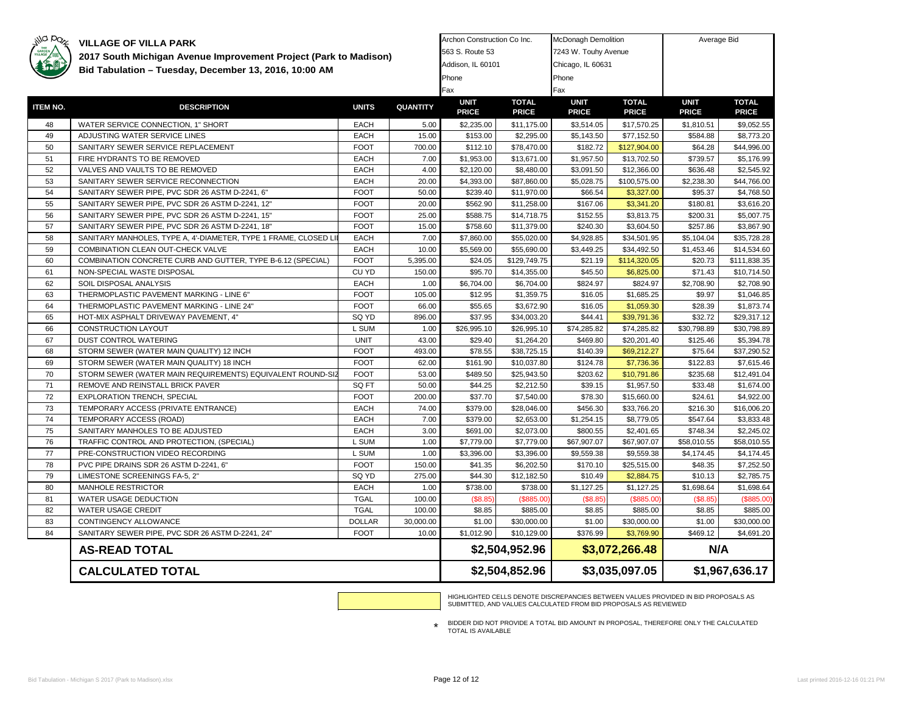# VILLAGE OF VILLA PARK

## 2017 South Michigan Avenue Improvement Project (Park to Madison)

## Bid Tabulation – Tuesday, December 13, 2016, 10:00 AM

| ITEM NO. | DESCRIPTION | UNITS | QUANTITY | Archon Construction Co Inc. 563 S. Route 53 Addison, IL 60101 Phone Fax UNIT PRICE | TOTAL PRICE | McDonagh Demolition 7243 W. Touhy Avenue Chicago, IL 60631 Phone Fax UNIT PRICE | TOTAL PRICE | Average Bid UNIT PRICE | TOTAL PRICE |
|---|---|---|---|---|---|---|---|---|---|
| 48 | WATER SERVICE CONNECTION, 1" SHORT | EACH | 5.00 | $2,235.00 | $11,175.00 | $3,514.05 | $17,570.25 | $1,810.51 | $9,052.55 |
| 49 | ADJUSTING WATER SERVICE LINES | EACH | 15.00 | $153.00 | $2,295.00 | $5,143.50 | $77,152.50 | $584.88 | $8,773.20 |
| 50 | SANITARY SEWER SERVICE REPLACEMENT | FOOT | 700.00 | $112.10 | $78,470.00 | $182.72 | $127,904.00 | $64.28 | $44,996.00 |
| 51 | FIRE HYDRANTS TO BE REMOVED | EACH | 7.00 | $1,953.00 | $13,671.00 | $1,957.50 | $13,702.50 | $739.57 | $5,176.99 |
| 52 | VALVES AND VAULTS TO BE REMOVED | EACH | 4.00 | $2,120.00 | $8,480.00 | $3,091.50 | $12,366.00 | $636.48 | $2,545.92 |
| 53 | SANITARY SEWER SERVICE RECONNECTION | EACH | 20.00 | $4,393.00 | $87,860.00 | $5,028.75 | $100,575.00 | $2,238.30 | $44,766.00 |
| 54 | SANITARY SEWER PIPE, PVC SDR 26 ASTM D-2241, 6" | FOOT | 50.00 | $239.40 | $11,970.00 | $66.54 | $3,327.00 | $95.37 | $4,768.50 |
| 55 | SANITARY SEWER PIPE, PVC SDR 26 ASTM D-2241, 12" | FOOT | 20.00 | $562.90 | $11,258.00 | $167.06 | $3,341.20 | $180.81 | $3,616.20 |
| 56 | SANITARY SEWER PIPE, PVC SDR 26 ASTM D-2241, 15" | FOOT | 25.00 | $588.75 | $14,718.75 | $152.55 | $3,813.75 | $200.31 | $5,007.75 |
| 57 | SANITARY SEWER PIPE, PVC SDR 26 ASTM D-2241, 18" | FOOT | 15.00 | $758.60 | $11,379.00 | $240.30 | $3,604.50 | $257.86 | $3,867.90 |
| 58 | SANITARY MANHOLES, TYPE A, 4'-DIAMETER, TYPE 1 FRAME, CLOSED LI | EACH | 7.00 | $7,860.00 | $55,020.00 | $4,928.85 | $34,501.95 | $5,104.04 | $35,728.28 |
| 59 | COMBINATION CLEAN OUT-CHECK VALVE | EACH | 10.00 | $5,569.00 | $55,690.00 | $3,449.25 | $34,492.50 | $1,453.46 | $14,534.60 |
| 60 | COMBINATION CONCRETE CURB AND GUTTER, TYPE B-6.12 (SPECIAL) | FOOT | 5,395.00 | $24.05 | $129,749.75 | $21.19 | $114,320.05 | $20.73 | $111,838.35 |
| 61 | NON-SPECIAL WASTE DISPOSAL | CU YD | 150.00 | $95.70 | $14,355.00 | $45.50 | $6,825.00 | $71.43 | $10,714.50 |
| 62 | SOIL DISPOSAL ANALYSIS | EACH | 1.00 | $6,704.00 | $6,704.00 | $824.97 | $824.97 | $2,708.90 | $2,708.90 |
| 63 | THERMOPLASTIC PAVEMENT MARKING - LINE 6" | FOOT | 105.00 | $12.95 | $1,359.75 | $16.05 | $1,685.25 | $9.97 | $1,046.85 |
| 64 | THERMOPLASTIC PAVEMENT MARKING - LINE 24" | FOOT | 66.00 | $55.65 | $3,672.90 | $16.05 | $1,059.30 | $28.39 | $1,873.74 |
| 65 | HOT-MIX ASPHALT DRIVEWAY PAVEMENT, 4" | SQ YD | 896.00 | $37.95 | $34,003.20 | $44.41 | $39,791.36 | $32.72 | $29,317.12 |
| 66 | CONSTRUCTION LAYOUT | L SUM | 1.00 | $26,995.10 | $26,995.10 | $74,285.82 | $74,285.82 | $30,798.89 | $30,798.89 |
| 67 | DUST CONTROL WATERING | UNIT | 43.00 | $29.40 | $1,264.20 | $469.80 | $20,201.40 | $125.46 | $5,394.78 |
| 68 | STORM SEWER (WATER MAIN QUALITY) 12 INCH | FOOT | 493.00 | $78.55 | $38,725.15 | $140.39 | $69,212.27 | $75.64 | $37,290.52 |
| 69 | STORM SEWER (WATER MAIN QUALITY) 18 INCH | FOOT | 62.00 | $161.90 | $10,037.80 | $124.78 | $7,736.36 | $122.83 | $7,615.46 |
| 70 | STORM SEWER (WATER MAIN REQUIREMENTS) EQUIVALENT ROUND-SIZ | FOOT | 53.00 | $489.50 | $25,943.50 | $203.62 | $10,791.86 | $235.68 | $12,491.04 |
| 71 | REMOVE AND REINSTALL BRICK PAVER | SQ FT | 50.00 | $44.25 | $2,212.50 | $39.15 | $1,957.50 | $33.48 | $1,674.00 |
| 72 | EXPLORATION TRENCH, SPECIAL | FOOT | 200.00 | $37.70 | $7,540.00 | $78.30 | $15,660.00 | $24.61 | $4,922.00 |
| 73 | TEMPORARY ACCESS (PRIVATE ENTRANCE) | EACH | 74.00 | $379.00 | $28,046.00 | $456.30 | $33,766.20 | $216.30 | $16,006.20 |
| 74 | TEMPORARY ACCESS (ROAD) | EACH | 7.00 | $379.00 | $2,653.00 | $1,254.15 | $8,779.05 | $547.64 | $3,833.48 |
| 75 | SANITARY MANHOLES TO BE ADJUSTED | EACH | 3.00 | $691.00 | $2,073.00 | $800.55 | $2,401.65 | $748.34 | $2,245.02 |
| 76 | TRAFFIC CONTROL AND PROTECTION, (SPECIAL) | L SUM | 1.00 | $7,779.00 | $7,779.00 | $67,907.07 | $67,907.07 | $58,010.55 | $58,010.55 |
| 77 | PRE-CONSTRUCTION VIDEO RECORDING | L SUM | 1.00 | $3,396.00 | $3,396.00 | $9,559.38 | $9,559.38 | $4,174.45 | $4,174.45 |
| 78 | PVC PIPE DRAINS SDR 26 ASTM D-2241, 6" | FOOT | 150.00 | $41.35 | $6,202.50 | $170.10 | $25,515.00 | $48.35 | $7,252.50 |
| 79 | LIMESTONE SCREENINGS FA-5, 2" | SQ YD | 275.00 | $44.30 | $12,182.50 | $10.49 | $2,884.75 | $10.13 | $2,785.75 |
| 80 | MANHOLE RESTRICTOR | EACH | 1.00 | $738.00 | $738.00 | $1,127.25 | $1,127.25 | $1,698.64 | $1,698.64 |
| 81 | WATER USAGE DEDUCTION | TGAL | 100.00 | ($8.85) | ($885.00) | ($8.85) | ($885.00) | ($8.85) | ($885.00) |
| 82 | WATER USAGE CREDIT | TGAL | 100.00 | $8.85 | $885.00 | $8.85 | $885.00 | $8.85 | $885.00 |
| 83 | CONTINGENCY ALLOWANCE | DOLLAR | 30,000.00 | $1.00 | $30,000.00 | $1.00 | $30,000.00 | $1.00 | $30,000.00 |
| 84 | SANITARY SEWER PIPE, PVC SDR 26 ASTM D-2241, 24" | FOOT | 10.00 | $1,012.90 | $10,129.00 | $376.99 | $3,769.90 | $469.12 | $4,691.20 |
| | **AS-READ TOTAL** | | | | **$2,504,952.96** | | **$3,072,266.48** | | **N/A** |
| | **CALCULATED TOTAL** | | | | **$2,504,852.96** | | **$3,035,097.05** | | **$1,967,636.17** |

HIGHLIGHTED CELLS DENOTE DISCREPANCIES BETWEEN VALUES PROVIDED IN BID PROPOSALS AS SUBMITTED, AND VALUES CALCULATED FROM BID PROPOSALS AS REVIEWED

* BIDDER DID NOT PROVIDE A TOTAL BID AMOUNT IN PROPOSAL, THEREFORE ONLY THE CALCULATED TOTAL IS AVAILABLE